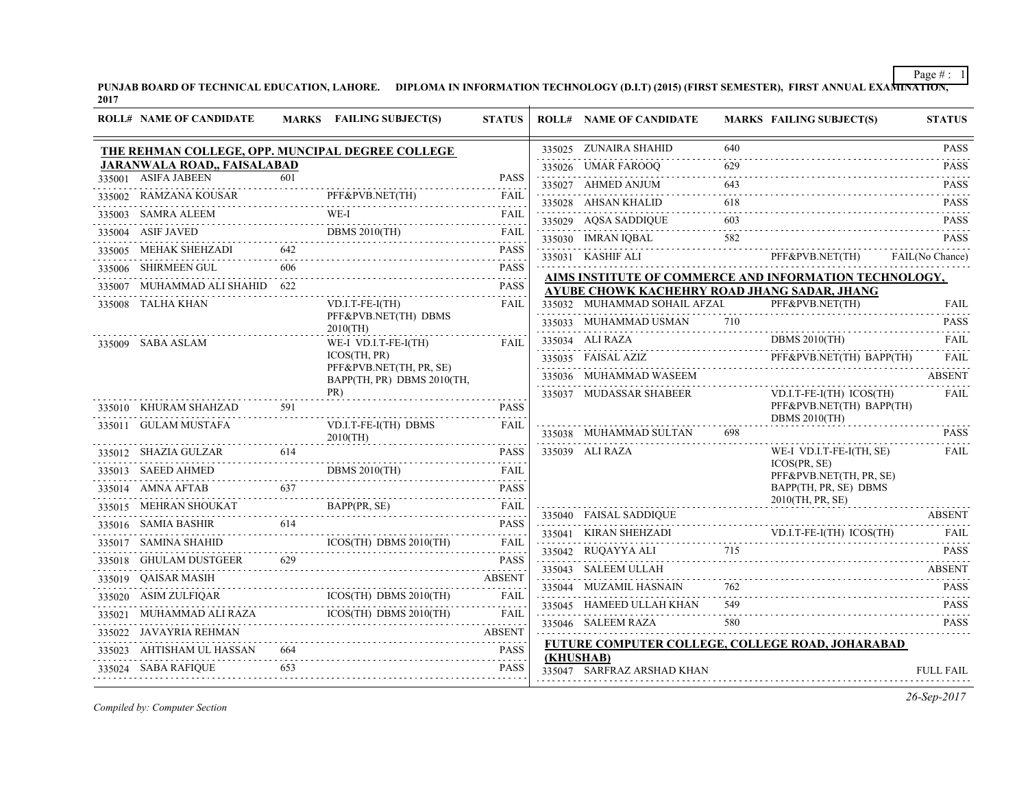**PUNJAB BOARD OF TECHNICAL EDUCATION, LAHORE. DIPLOMA IN INFORMATION TECHNOLOGY (D.I.T) (2015) (FIRST SEMESTER), FIRST ANNUAL EXAMINATION, 2017**

## THE REHMAN COLLEGE, OPP. MUNCIPAL DEGREE COLLEGE JARANWALA ROAD,, FAISALABAD

| ROLL# | NAME OF CANDIDATE | MARKS | FAILING SUBJECT(S) | STATUS |
|---|---|---|---|---|
| 335001 | ASIFA JABEEN | 601 | | PASS |
| 335002 | RAMZANA KOUSAR | | PFF&PVB.NET(TH) | FAIL |
| 335003 | SAMRA ALEEM | | WE-I | FAIL |
| 335004 | ASIF JAVED | | DBMS 2010(TH) | FAIL |
| 335005 | MEHAK SHEHZADI | 642 | | PASS |
| 335006 | SHIRMEEN GUL | 606 | | PASS |
| 335007 | MUHAMMAD ALI SHAHID | 622 | | PASS |
| 335008 | TALHA KHAN | | VD.I.T-FE-I(TH) PFF&PVB.NET(TH) DBMS 2010(TH) | FAIL |
| 335009 | SABA ASLAM | | WE-I VD.I.T-FE-I(TH) ICOS(TH, PR) PFF&PVB.NET(TH, PR, SE) BAPP(TH, PR) DBMS 2010(TH, PR) | FAIL |
| 335010 | KHURAM SHAHZAD | 591 | | PASS |
| 335011 | GULAM MUSTAFA | | VD.I.T-FE-I(TH) DBMS 2010(TH) | FAIL |
| 335012 | SHAZIA GULZAR | 614 | | PASS |
| 335013 | SAEED AHMED | | DBMS 2010(TH) | FAIL |
| 335014 | AMNA AFTAB | 637 | | PASS |
| 335015 | MEHRAN SHOUKAT | | BAPP(PR, SE) | FAIL |
| 335016 | SAMIA BASHIR | 614 | | PASS |
| 335017 | SAMINA SHAHID | | ICOS(TH) DBMS 2010(TH) | FAIL |
| 335018 | GHULAM DUSTGEER | 629 | | PASS |
| 335019 | QAISAR MASIH | | | ABSENT |
| 335020 | ASIM ZULFIQAR | | ICOS(TH) DBMS 2010(TH) | FAIL |
| 335021 | MUHAMMAD ALI RAZA | | ICOS(TH) DBMS 2010(TH) | FAIL |
| 335022 | JAVAYRIA REHMAN | | | ABSENT |
| 335023 | AHTISHAM UL HASSAN | 664 | | PASS |
| 335024 | SABA RAFIQUE | 653 | | PASS |
| 335025 | ZUNAIRA SHAHID | 640 | | PASS |
| 335026 | UMAR FAROOQ | 629 | | PASS |
| 335027 | AHMED ANJUM | 643 | | PASS |
| 335028 | AHSAN KHALID | 618 | | PASS |
| 335029 | AQSA SADDIQUE | 603 | | PASS |
| 335030 | IMRAN IQBAL | 582 | | PASS |
| 335031 | KASHIF ALI | | PFF&PVB.NET(TH) | FAIL(No Chance) |

## AIMS INSTITUTE OF COMMERCE AND INFORMATION TECHNOLOGY, AYUBE CHOWK KACHEHRY ROAD JHANG SADAR, JHANG

| ROLL# | NAME OF CANDIDATE | MARKS | FAILING SUBJECT(S) | STATUS |
|---|---|---|---|---|
| 335032 | MUHAMMAD SOHAIL AFZAL | | PFF&PVB.NET(TH) | FAIL |
| 335033 | MUHAMMAD USMAN | 710 | | PASS |
| 335034 | ALI RAZA | | DBMS 2010(TH) | FAIL |
| 335035 | FAISAL AZIZ | | PFF&PVB.NET(TH) BAPP(TH) | FAIL |
| 335036 | MUHAMMAD WASEEM | | | ABSENT |
| 335037 | MUDASSAR SHABEER | | VD.I.T-FE-I(TH) ICOS(TH) PFF&PVB.NET(TH) BAPP(TH) DBMS 2010(TH) | FAIL |
| 335038 | MUHAMMAD SULTAN | 698 | | PASS |
| 335039 | ALI RAZA | | WE-I VD.I.T-FE-I(TH, SE) ICOS(PR, SE) PFF&PVB.NET(TH, PR, SE) BAPP(TH, PR, SE) DBMS 2010(TH, PR, SE) | FAIL |
| 335040 | FAISAL SADDIQUE | | | ABSENT |
| 335041 | KIRAN SHEHZADI | | VD.I.T-FE-I(TH) ICOS(TH) | FAIL |
| 335042 | RUQAYYA ALI | 715 | | PASS |
| 335043 | SALEEM ULLAH | | | ABSENT |
| 335044 | MUZAMIL HASNAIN | 762 | | PASS |
| 335045 | HAMEED ULLAH KHAN | 549 | | PASS |
| 335046 | SALEEM RAZA | 580 | | PASS |

## FUTURE COMPUTER COLLEGE, COLLEGE ROAD, JOHARABAD (KHUSHAB)

| ROLL# | NAME OF CANDIDATE | MARKS | FAILING SUBJECT(S) | STATUS |
|---|---|---|---|---|
| 335047 | SARFRAZ ARSHAD KHAN | | | FULL FAIL |

*Compiled by: Computer Section*

*26-Sep-2017*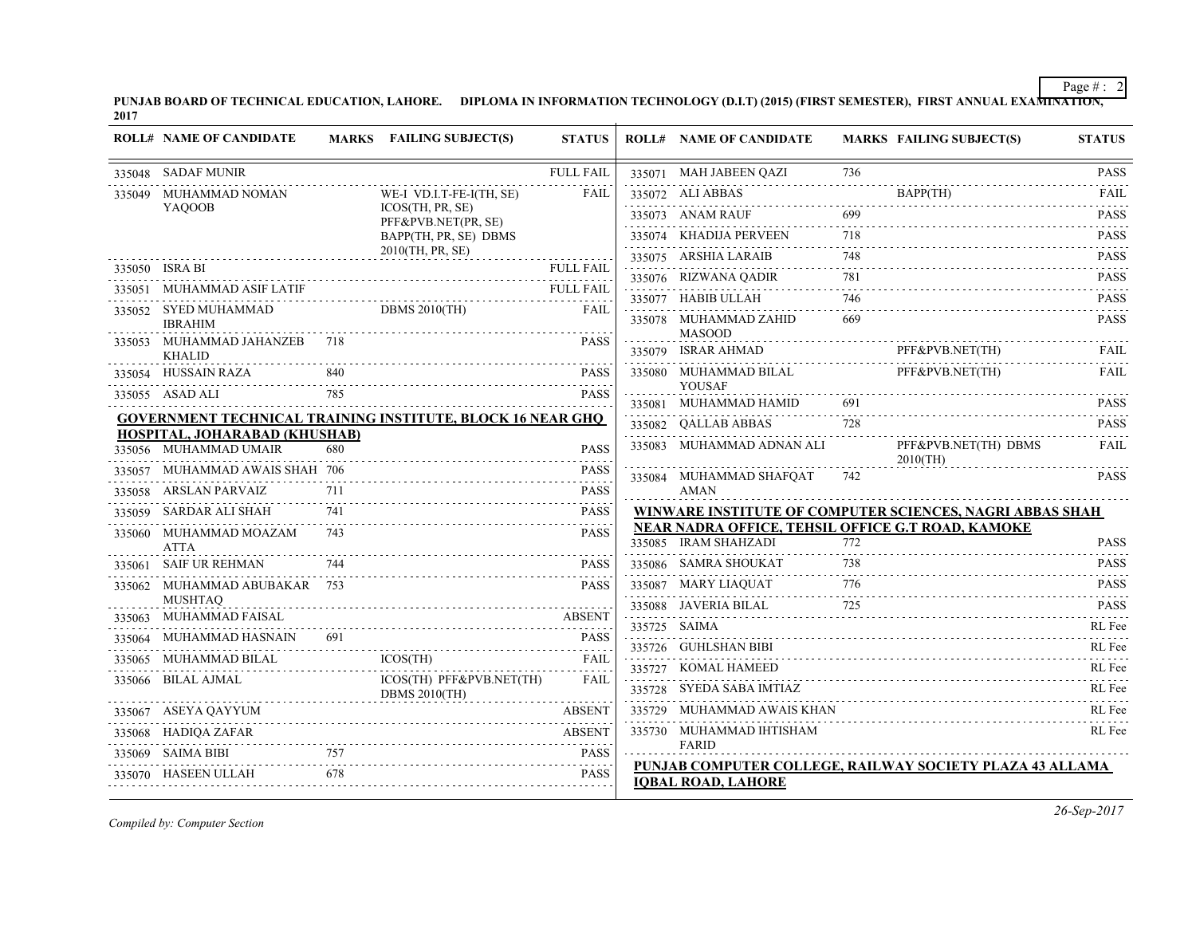**PUNJAB BOARD OF TECHNICAL EDUCATION, LAHORE. DIPLOMA IN INFORMATION TECHNOLOGY (D.I.T) (2015) (FIRST SEMESTER), FIRST ANNUAL EXAMINATION, 2017**

| ROLL# | NAME OF CANDIDATE | MARKS | FAILING SUBJECT(S) | STATUS |
|---|---|---|---|---|
| 335048 | SADAF MUNIR | | | FULL FAIL |
| 335049 | MUHAMMAD NOMAN YAQOOB | | WE-I VD.I.T-FE-I(TH, SE) ICOS(TH, PR, SE) PFF&PVB.NET(PR, SE) BAPP(TH, PR, SE) DBMS 2010(TH, PR, SE) | FAIL |
| 335050 | ISRA BI | | | FULL FAIL |
| 335051 | MUHAMMAD ASIF LATIF | | | FULL FAIL |
| 335052 | SYED MUHAMMAD IBRAHIM | | DBMS 2010(TH) | FAIL |
| 335053 | MUHAMMAD JAHANZEB KHALID | 718 | | PASS |
| 335054 | HUSSAIN RAZA | 840 | | PASS |
| 335055 | ASAD ALI | 785 | | PASS |

**GOVERNMENT TECHNICAL TRAINING INSTITUTE, BLOCK 16 NEAR GHQ HOSPITAL, JOHARABAD (KHUSHAB)**

| ROLL# | NAME OF CANDIDATE | MARKS | FAILING SUBJECT(S) | STATUS |
|---|---|---|---|---|
| 335056 | MUHAMMAD UMAIR | 680 | | PASS |
| 335057 | MUHAMMAD AWAIS SHAH | 706 | | PASS |
| 335058 | ARSLAN PARVAIZ | 711 | | PASS |
| 335059 | SARDAR ALI SHAH | 741 | | PASS |
| 335060 | MUHAMMAD MOAZAM ATTA | 743 | | PASS |
| 335061 | SAIF UR REHMAN | 744 | | PASS |
| 335062 | MUHAMMAD ABUBAKAR MUSHTAQ | 753 | | PASS |
| 335063 | MUHAMMAD FAISAL | | | ABSENT |
| 335064 | MUHAMMAD HASNAIN | 691 | | PASS |
| 335065 | MUHAMMAD BILAL | | ICOS(TH) | FAIL |
| 335066 | BILAL AJMAL | | ICOS(TH) PFF&PVB.NET(TH) DBMS 2010(TH) | FAIL |
| 335067 | ASEYA QAYYUM | | | ABSENT |
| 335068 | HADIQA ZAFAR | | | ABSENT |
| 335069 | SAIMA BIBI | 757 | | PASS |
| 335070 | HASEEN ULLAH | 678 | | PASS |
| 335071 | MAH JABEEN QAZI | 736 | | PASS |
| 335072 | ALI ABBAS | | BAPP(TH) | FAIL |
| 335073 | ANAM RAUF | 699 | | PASS |
| 335074 | KHADIJA PERVEEN | 718 | | PASS |
| 335075 | ARSHIA LARAIB | 748 | | PASS |
| 335076 | RIZWANA QADIR | 781 | | PASS |
| 335077 | HABIB ULLAH | 746 | | PASS |
| 335078 | MUHAMMAD ZAHID MASOOD | 669 | | PASS |
| 335079 | ISRAR AHMAD | | PFF&PVB.NET(TH) | FAIL |
| 335080 | MUHAMMAD BILAL YOUSAF | | PFF&PVB.NET(TH) | FAIL |
| 335081 | MUHAMMAD HAMID | 691 | | PASS |
| 335082 | QALLAB ABBAS | 728 | | PASS |
| 335083 | MUHAMMAD ADNAN ALI | | PFF&PVB.NET(TH) DBMS 2010(TH) | FAIL |
| 335084 | MUHAMMAD SHAFQAT AMAN | 742 | | PASS |

**WINWARE INSTITUTE OF COMPUTER SCIENCES, NAGRI ABBAS SHAH NEAR NADRA OFFICE, TEHSIL OFFICE G.T ROAD, KAMOKE**

| ROLL# | NAME OF CANDIDATE | MARKS | FAILING SUBJECT(S) | STATUS |
|---|---|---|---|---|
| 335085 | IRAM SHAHZADI | 772 | | PASS |
| 335086 | SAMRA SHOUKAT | 738 | | PASS |
| 335087 | MARY LIAQUAT | 776 | | PASS |
| 335088 | JAVERIA BILAL | 725 | | PASS |
| 335725 | SAIMA | | | RL Fee |
| 335726 | GUHLSHAN BIBI | | | RL Fee |
| 335727 | KOMAL HAMEED | | | RL Fee |
| 335728 | SYEDA SABA IMTIAZ | | | RL Fee |
| 335729 | MUHAMMAD AWAIS KHAN | | | RL Fee |
| 335730 | MUHAMMAD IHTISHAM FARID | | | RL Fee |

**PUNJAB COMPUTER COLLEGE, RAILWAY SOCIETY PLAZA 43 ALLAMA IQBAL ROAD, LAHORE**

*Compiled by: Computer Section*

*26-Sep-2017*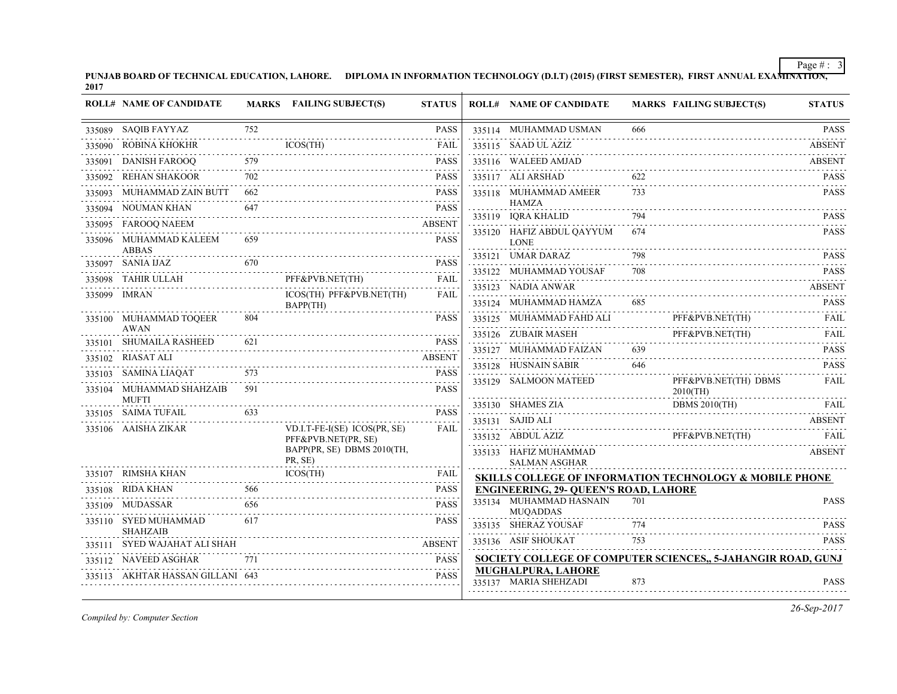PUNJAB BOARD OF TECHNICAL EDUCATION, LAHORE. DIPLOMA IN INFORMATION TECHNOLOGY (D.I.T) (2015) (FIRST SEMESTER), FIRST ANNUAL EXAMINATION, 2017

| ROLL# | NAME OF CANDIDATE | MARKS | FAILING SUBJECT(S) | STATUS |
|---|---|---|---|---|
| 335089 | SAQIB FAYYAZ | 752 | | PASS |
| 335090 | ROBINA KHOKHR | | ICOS(TH) | FAIL |
| 335091 | DANISH FAROOQ | 579 | | PASS |
| 335092 | REHAN SHAKOOR | 702 | | PASS |
| 335093 | MUHAMMAD ZAIN BUTT | 662 | | PASS |
| 335094 | NOUMAN KHAN | 647 | | PASS |
| 335095 | FAROOQ NAEEM | | | ABSENT |
| 335096 | MUHAMMAD KALEEM ABBAS | 659 | | PASS |
| 335097 | SANIA IJAZ | 670 | | PASS |
| 335098 | TAHIR ULLAH | | PFF&PVB.NET(TH) | FAIL |
| 335099 | IMRAN | | ICOS(TH) PFF&PVB.NET(TH) BAPP(TH) | FAIL |
| 335100 | MUHAMMAD TOQEER AWAN | 804 | | PASS |
| 335101 | SHUMAILA RASHEED | 621 | | PASS |
| 335102 | RIASAT ALI | | | ABSENT |
| 335103 | SAMINA LIAQAT | 573 | | PASS |
| 335104 | MUHAMMAD SHAHZAIB MUFTI | 591 | | PASS |
| 335105 | SAIMA TUFAIL | 633 | | PASS |
| 335106 | AAISHA ZIKAR | | VD.I.T-FE-I(SE) ICOS(PR, SE) PFF&PVB.NET(PR, SE) BAPP(PR, SE) DBMS 2010(TH, PR, SE) | FAIL |
| 335107 | RIMSHA KHAN | | ICOS(TH) | FAIL |
| 335108 | RIDA KHAN | 566 | | PASS |
| 335109 | MUDASSAR | 656 | | PASS |
| 335110 | SYED MUHAMMAD SHAHZAIB | 617 | | PASS |
| 335111 | SYED WAJAHAT ALI SHAH | | | ABSENT |
| 335112 | NAVEED ASGHAR | 771 | | PASS |
| 335113 | AKHTAR HASSAN GILLANI | 643 | | PASS |
| 335114 | MUHAMMAD USMAN | 666 | | PASS |
| 335115 | SAAD UL AZIZ | | | ABSENT |
| 335116 | WALEED AMJAD | | | ABSENT |
| 335117 | ALI ARSHAD | 622 | | PASS |
| 335118 | MUHAMMAD AMEER HAMZA | 733 | | PASS |
| 335119 | IQRA KHALID | 794 | | PASS |
| 335120 | HAFIZ ABDUL QAYYUM LONE | 674 | | PASS |
| 335121 | UMAR DARAZ | 798 | | PASS |
| 335122 | MUHAMMAD YOUSAF | 708 | | PASS |
| 335123 | NADIA ANWAR | | | ABSENT |
| 335124 | MUHAMMAD HAMZA | 685 | | PASS |
| 335125 | MUHAMMAD FAHD ALI | | PFF&PVB.NET(TH) | FAIL |
| 335126 | ZUBAIR MASEH | | PFF&PVB.NET(TH) | FAIL |
| 335127 | MUHAMMAD FAIZAN | 639 | | PASS |
| 335128 | HUSNAIN SABIR | 646 | | PASS |
| 335129 | SALMOON MATEED | | PFF&PVB.NET(TH) DBMS 2010(TH) | FAIL |
| 335130 | SHAMES ZIA | | DBMS 2010(TH) | FAIL |
| 335131 | SAJID ALI | | | ABSENT |
| 335132 | ABDUL AZIZ | | PFF&PVB.NET(TH) | FAIL |
| 335133 | HAFIZ MUHAMMAD SALMAN ASGHAR | | | ABSENT |

**SKILLS COLLEGE OF INFORMATION TECHNOLOGY & MOBILE PHONE ENGINEERING, 29- QUEEN'S ROAD, LAHORE**

| ROLL# | NAME OF CANDIDATE | MARKS | FAILING SUBJECT(S) | STATUS |
|---|---|---|---|---|
| 335134 | MUHAMMAD HASNAIN MUQADDAS | 701 | | PASS |
| 335135 | SHERAZ YOUSAF | 774 | | PASS |
| 335136 | ASIF SHOUKAT | 753 | | PASS |

**SOCIETY COLLEGE OF COMPUTER SCIENCES,, 5-JAHANGIR ROAD, GUNJ MUGHALPURA, LAHORE**

| ROLL# | NAME OF CANDIDATE | MARKS | FAILING SUBJECT(S) | STATUS |
|---|---|---|---|---|
| 335137 | MARIA SHEHZADI | 873 | | PASS |

*Compiled by: Computer Section*

26-Sep-2017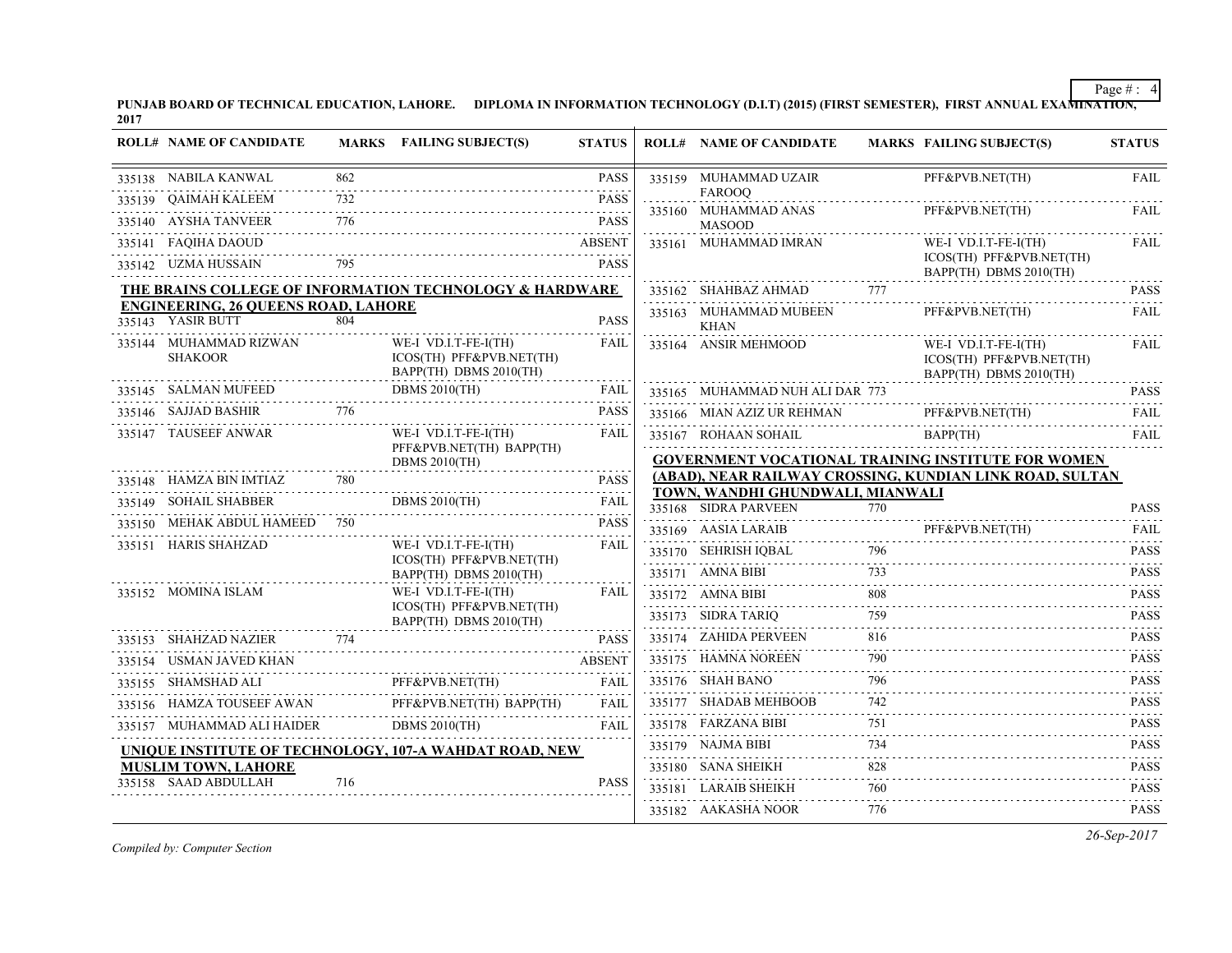**PUNJAB BOARD OF TECHNICAL EDUCATION, LAHORE. DIPLOMA IN INFORMATION TECHNOLOGY (D.I.T) (2015) (FIRST SEMESTER), FIRST ANNUAL EXAMINATION, 2017**

| ROLL# | NAME OF CANDIDATE | MARKS | FAILING SUBJECT(S) | STATUS |
|---|---|---|---|---|
| 335138 | NABILA KANWAL | 862 | | PASS |
| 335139 | QAIMAH KALEEM | 732 | | PASS |
| 335140 | AYSHA TANVEER | 776 | | PASS |
| 335141 | FAQIHA DAOUD | | | ABSENT |
| 335142 | UZMA HUSSAIN | 795 | | PASS |

**THE BRAINS COLLEGE OF INFORMATION TECHNOLOGY & HARDWARE ENGINEERING, 26 QUEENS ROAD, LAHORE**

| ROLL# | NAME OF CANDIDATE | MARKS | FAILING SUBJECT(S) | STATUS |
|---|---|---|---|---|
| 335143 | YASIR BUTT | 804 | | PASS |
| 335144 | MUHAMMAD RIZWAN SHAKOOR | | WE-I VD.I.T-FE-I(TH) ICOS(TH) PFF&PVB.NET(TH) BAPP(TH) DBMS 2010(TH) | FAIL |
| 335145 | SALMAN MUFEED | | DBMS 2010(TH) | FAIL |
| 335146 | SAJJAD BASHIR | 776 | | PASS |
| 335147 | TAUSEEF ANWAR | | WE-I VD.I.T-FE-I(TH) PFF&PVB.NET(TH) BAPP(TH) DBMS 2010(TH) | FAIL |
| 335148 | HAMZA BIN IMTIAZ | 780 | | PASS |
| 335149 | SOHAIL SHABBER | | DBMS 2010(TH) | FAIL |
| 335150 | MEHAK ABDUL HAMEED | 750 | | PASS |
| 335151 | HARIS SHAHZAD | | WE-I VD.I.T-FE-I(TH) ICOS(TH) PFF&PVB.NET(TH) BAPP(TH) DBMS 2010(TH) | FAIL |
| 335152 | MOMINA ISLAM | | WE-I VD.I.T-FE-I(TH) ICOS(TH) PFF&PVB.NET(TH) BAPP(TH) DBMS 2010(TH) | FAIL |
| 335153 | SHAHZAD NAZIER | 774 | | PASS |
| 335154 | USMAN JAVED KHAN | | | ABSENT |
| 335155 | SHAMSHAD ALI | | PFF&PVB.NET(TH) | FAIL |
| 335156 | HAMZA TOUSEEF AWAN | | PFF&PVB.NET(TH) BAPP(TH) | FAIL |
| 335157 | MUHAMMAD ALI HAIDER | | DBMS 2010(TH) | FAIL |

**UNIQUE INSTITUTE OF TECHNOLOGY, 107-A WAHDAT ROAD, NEW MUSLIM TOWN, LAHORE**

| ROLL# | NAME OF CANDIDATE | MARKS | FAILING SUBJECT(S) | STATUS |
|---|---|---|---|---|
| 335158 | SAAD ABDULLAH | 716 | | PASS |
| 335159 | MUHAMMAD UZAIR FAROOQ | | PFF&PVB.NET(TH) | FAIL |
| 335160 | MUHAMMAD ANAS MASOOD | | PFF&PVB.NET(TH) | FAIL |
| 335161 | MUHAMMAD IMRAN | | WE-I VD.I.T-FE-I(TH) ICOS(TH) PFF&PVB.NET(TH) BAPP(TH) DBMS 2010(TH) | FAIL |
| 335162 | SHAHBAZ AHMAD | 777 | | PASS |
| 335163 | MUHAMMAD MUBEEN KHAN | | PFF&PVB.NET(TH) | FAIL |
| 335164 | ANSIR MEHMOOD | | WE-I VD.I.T-FE-I(TH) ICOS(TH) PFF&PVB.NET(TH) BAPP(TH) DBMS 2010(TH) | FAIL |
| 335165 | MUHAMMAD NUH ALI DAR | 773 | | PASS |
| 335166 | MIAN AZIZ UR REHMAN | | PFF&PVB.NET(TH) | FAIL |
| 335167 | ROHAAN SOHAIL | | BAPP(TH) | FAIL |

**GOVERNMENT VOCATIONAL TRAINING INSTITUTE FOR WOMEN (ABAD), NEAR RAILWAY CROSSING, KUNDIAN LINK ROAD, SULTAN TOWN, WANDHI GHUNDWALI, MIANWALI**

| ROLL# | NAME OF CANDIDATE | MARKS | FAILING SUBJECT(S) | STATUS |
|---|---|---|---|---|
| 335168 | SIDRA PARVEEN | 770 | | PASS |
| 335169 | AASIA LARAIB | | PFF&PVB.NET(TH) | FAIL |
| 335170 | SEHRISH IQBAL | 796 | | PASS |
| 335171 | AMNA BIBI | 733 | | PASS |
| 335172 | AMNA BIBI | 808 | | PASS |
| 335173 | SIDRA TARIQ | 759 | | PASS |
| 335174 | ZAHIDA PERVEEN | 816 | | PASS |
| 335175 | HAMNA NOREEN | 790 | | PASS |
| 335176 | SHAH BANO | 796 | | PASS |
| 335177 | SHADAB MEHBOOB | 742 | | PASS |
| 335178 | FARZANA BIBI | 751 | | PASS |
| 335179 | NAJMA BIBI | 734 | | PASS |
| 335180 | SANA SHEIKH | 828 | | PASS |
| 335181 | LARAIB SHEIKH | 760 | | PASS |
| 335182 | AAKASHA NOOR | 776 | | PASS |

*Compiled by: Computer Section*

*26-Sep-2017*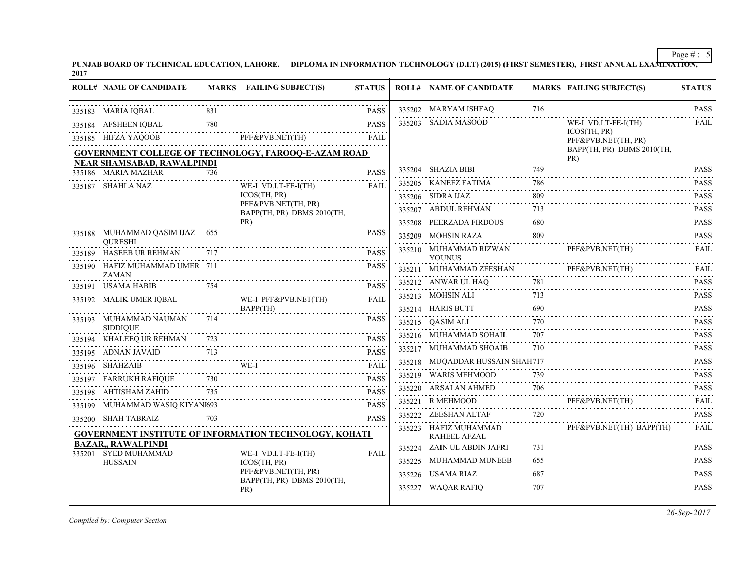**PUNJAB BOARD OF TECHNICAL EDUCATION, LAHORE. DIPLOMA IN INFORMATION TECHNOLOGY (D.I.T) (2015) (FIRST SEMESTER), FIRST ANNUAL EXAMINATION, 2017**

| ROLL# | NAME OF CANDIDATE | MARKS | FAILING SUBJECT(S) | STATUS |
|---|---|---|---|---|
| 335183 | MARIA IQBAL | 831 | | PASS |
| 335184 | AFSHEEN IQBAL | 780 | | PASS |
| 335185 | HIFZA YAQOOB | | PFF&PVB.NET(TH) | FAIL |

**GOVERNMENT COLLEGE OF TECHNOLOGY, FAROOQ-E-AZAM ROAD NEAR SHAMSABAD, RAWALPINDI**

| ROLL# | NAME OF CANDIDATE | MARKS | FAILING SUBJECT(S) | STATUS |
|---|---|---|---|---|
| 335186 | MARIA MAZHAR | 736 | | PASS |
| 335187 | SHAHLA NAZ | | WE-I VD.I.T-FE-I(TH) ICOS(TH, PR) PFF&PVB.NET(TH, PR) BAPP(TH, PR) DBMS 2010(TH, PR) | FAIL |
| 335188 | MUHAMMAD QASIM IJAZ QURESHI | 655 | | PASS |
| 335189 | HASEEB UR REHMAN | 717 | | PASS |
| 335190 | HAFIZ MUHAMMAD UMER ZAMAN | 711 | | PASS |
| 335191 | USAMA HABIB | 754 | | PASS |
| 335192 | MALIK UMER IQBAL | | WE-I PFF&PVB.NET(TH) BAPP(TH) | FAIL |
| 335193 | MUHAMMAD NAUMAN SIDDIQUE | 714 | | PASS |
| 335194 | KHALEEQ UR REHMAN | 723 | | PASS |
| 335195 | ADNAN JAVAID | 713 | | PASS |
| 335196 | SHAHZAIB | | WE-I | FAIL |
| 335197 | FARRUKH RAFIQUE | 730 | | PASS |
| 335198 | AHTISHAM ZAHID | 735 | | PASS |
| 335199 | MUHAMMAD WASIQ KIYANI | 693 | | PASS |
| 335200 | SHAH TABRAIZ | 703 | | PASS |

**GOVERNMENT INSTITUTE OF INFORMATION TECHNOLOGY, KOHATI BAZAR,, RAWALPINDI**

| ROLL# | NAME OF CANDIDATE | MARKS | FAILING SUBJECT(S) | STATUS |
|---|---|---|---|---|
| 335201 | SYED MUHAMMAD HUSSAIN | | WE-I VD.I.T-FE-I(TH) ICOS(TH, PR) PFF&PVB.NET(TH, PR) BAPP(TH, PR) DBMS 2010(TH, PR) | FAIL |
| 335202 | MARYAM ISHFAQ | 716 | | PASS |
| 335203 | SADIA MASOOD | | WE-I VD.I.T-FE-I(TH) ICOS(TH, PR) PFF&PVB.NET(TH, PR) BAPP(TH, PR) DBMS 2010(TH, PR) | FAIL |
| 335204 | SHAZIA BIBI | 749 | | PASS |
| 335205 | KANEEZ FATIMA | 786 | | PASS |
| 335206 | SIDRA IJAZ | 809 | | PASS |
| 335207 | ABDUL REHMAN | 713 | | PASS |
| 335208 | PEERZADA FIRDOUS | 680 | | PASS |
| 335209 | MOHSIN RAZA | 809 | | PASS |
| 335210 | MUHAMMAD RIZWAN YOUNUS | | PFF&PVB.NET(TH) | FAIL |
| 335211 | MUHAMMAD ZEESHAN | | PFF&PVB.NET(TH) | FAIL |
| 335212 | ANWAR UL HAQ | 781 | | PASS |
| 335213 | MOHSIN ALI | 713 | | PASS |
| 335214 | HARIS BUTT | 690 | | PASS |
| 335215 | QASIM ALI | 770 | | PASS |
| 335216 | MUHAMMAD SOHAIL | 707 | | PASS |
| 335217 | MUHAMMAD SHOAIB | 710 | | PASS |
| 335218 | MUQADDAR HUSSAIN SHAH | 717 | | PASS |
| 335219 | WARIS MEHMOOD | 739 | | PASS |
| 335220 | ARSALAN AHMED | 706 | | PASS |
| 335221 | R MEHMOOD | | PFF&PVB.NET(TH) | FAIL |
| 335222 | ZEESHAN ALTAF | 720 | | PASS |
| 335223 | HAFIZ MUHAMMAD RAHEEL AFZAL | | PFF&PVB.NET(TH) BAPP(TH) | FAIL |
| 335224 | ZAIN UL ABDIN JAFRI | 731 | | PASS |
| 335225 | MUHAMMAD MUNEEB | 655 | | PASS |
| 335226 | USAMA RIAZ | 687 | | PASS |
| 335227 | WAQAR RAFIQ | 707 | | PASS |

*Compiled by: Computer Section*

*26-Sep-2017*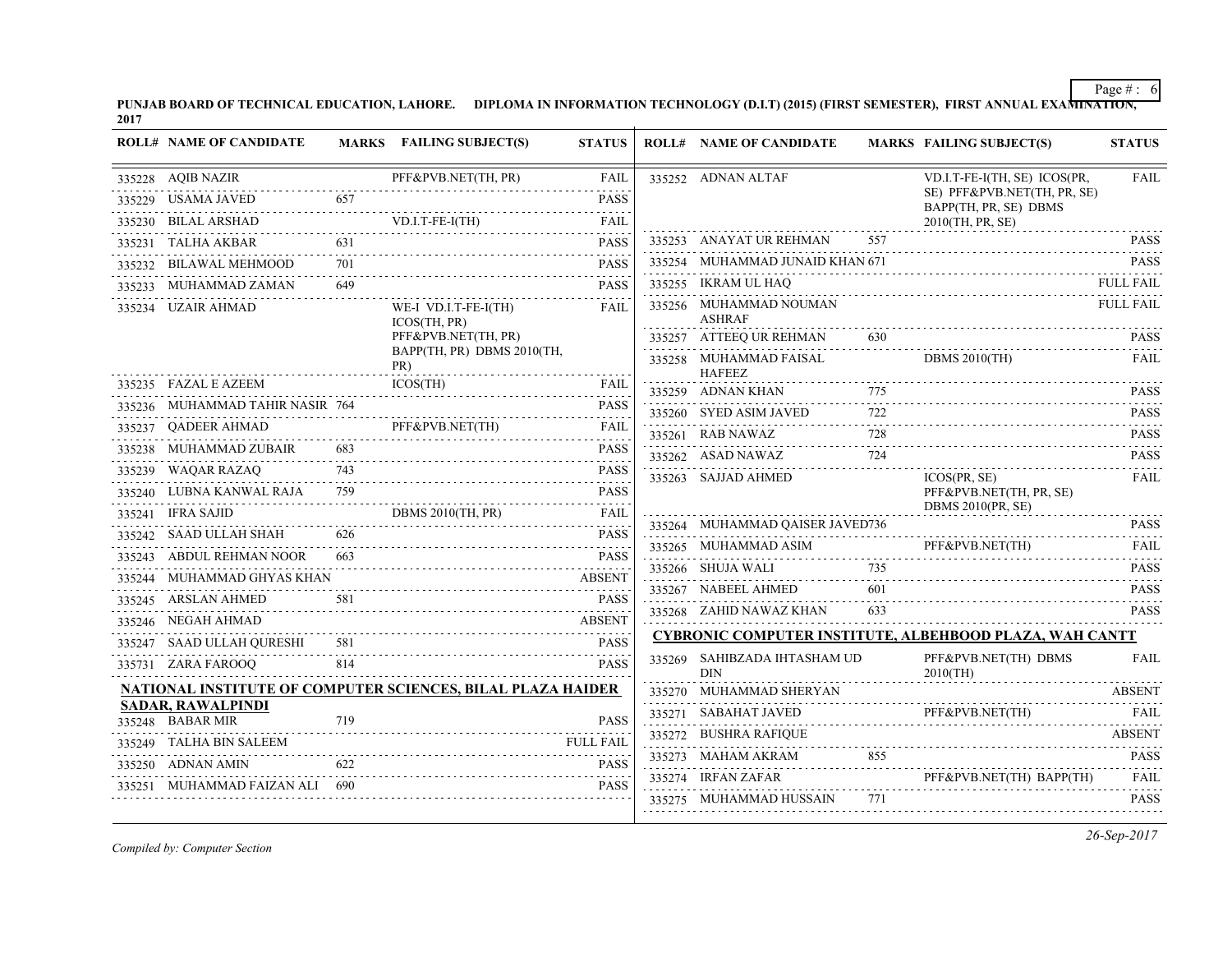**PUNJAB BOARD OF TECHNICAL EDUCATION, LAHORE. DIPLOMA IN INFORMATION TECHNOLOGY (D.I.T) (2015) (FIRST SEMESTER), FIRST ANNUAL EXAMINATION, 2017**

| ROLL# | NAME OF CANDIDATE | MARKS | FAILING SUBJECT(S) | STATUS |
|---|---|---|---|---|
| 335228 | AQIB NAZIR | | PFF&PVB.NET(TH, PR) | FAIL |
| 335229 | USAMA JAVED | 657 | | PASS |
| 335230 | BILAL ARSHAD | | VD.I.T-FE-I(TH) | FAIL |
| 335231 | TALHA AKBAR | 631 | | PASS |
| 335232 | BILAWAL MEHMOOD | 701 | | PASS |
| 335233 | MUHAMMAD ZAMAN | 649 | | PASS |
| 335234 | UZAIR AHMAD | | WE-I VD.I.T-FE-I(TH) ICOS(TH, PR) PFF&PVB.NET(TH, PR) BAPP(TH, PR) DBMS 2010(TH, PR) | FAIL |
| 335235 | FAZAL E AZEEM | | ICOS(TH) | FAIL |
| 335236 | MUHAMMAD TAHIR NASIR | 764 | | PASS |
| 335237 | QADEER AHMAD | | PFF&PVB.NET(TH) | FAIL |
| 335238 | MUHAMMAD ZUBAIR | 683 | | PASS |
| 335239 | WAQAR RAZAQ | 743 | | PASS |
| 335240 | LUBNA KANWAL RAJA | 759 | | PASS |
| 335241 | IFRA SAJID | | DBMS 2010(TH, PR) | FAIL |
| 335242 | SAAD ULLAH SHAH | 626 | | PASS |
| 335243 | ABDUL REHMAN NOOR | 663 | | PASS |
| 335244 | MUHAMMAD GHYAS KHAN | | | ABSENT |
| 335245 | ARSLAN AHMED | 581 | | PASS |
| 335246 | NEGAH AHMAD | | | ABSENT |
| 335247 | SAAD ULLAH QURESHI | 581 | | PASS |
| 335731 | ZARA FAROOQ | 814 | | PASS |

**NATIONAL INSTITUTE OF COMPUTER SCIENCES, BILAL PLAZA HAIDER SADAR, RAWALPINDI**

| ROLL# | NAME OF CANDIDATE | MARKS | FAILING SUBJECT(S) | STATUS |
|---|---|---|---|---|
| 335248 | BABAR MIR | 719 | | PASS |
| 335249 | TALHA BIN SALEEM | | | FULL FAIL |
| 335250 | ADNAN AMIN | 622 | | PASS |
| 335251 | MUHAMMAD FAIZAN ALI | 690 | | PASS |
| 335252 | ADNAN ALTAF | | VD.I.T-FE-I(TH, SE) ICOS(PR, SE) PFF&PVB.NET(TH, PR, SE) BAPP(TH, PR, SE) DBMS 2010(TH, PR, SE) | FAIL |
| 335253 | ANAYAT UR REHMAN | 557 | | PASS |
| 335254 | MUHAMMAD JUNAID KHAN | 671 | | PASS |
| 335255 | IKRAM UL HAQ | | | FULL FAIL |
| 335256 | MUHAMMAD NOUMAN ASHRAF | | | FULL FAIL |
| 335257 | ATTEEQ UR REHMAN | 630 | | PASS |
| 335258 | MUHAMMAD FAISAL HAFEEZ | | DBMS 2010(TH) | FAIL |
| 335259 | ADNAN KHAN | 775 | | PASS |
| 335260 | SYED ASIM JAVED | 722 | | PASS |
| 335261 | RAB NAWAZ | 728 | | PASS |
| 335262 | ASAD NAWAZ | 724 | | PASS |
| 335263 | SAJJAD AHMED | | ICOS(PR, SE) PFF&PVB.NET(TH, PR, SE) DBMS 2010(PR, SE) | FAIL |
| 335264 | MUHAMMAD QAISER JAVED | 736 | | PASS |
| 335265 | MUHAMMAD ASIM | | PFF&PVB.NET(TH) | FAIL |
| 335266 | SHUJA WALI | 735 | | PASS |
| 335267 | NABEEL AHMED | 601 | | PASS |
| 335268 | ZAHID NAWAZ KHAN | 633 | | PASS |

**CYBRONIC COMPUTER INSTITUTE, ALBEHBOOD PLAZA, WAH CANTT**

| ROLL# | NAME OF CANDIDATE | MARKS | FAILING SUBJECT(S) | STATUS |
|---|---|---|---|---|
| 335269 | SAHIBZADA IHTASHAM UD DIN | | PFF&PVB.NET(TH) DBMS 2010(TH) | FAIL |
| 335270 | MUHAMMAD SHERYAN | | | ABSENT |
| 335271 | SABAHAT JAVED | | PFF&PVB.NET(TH) | FAIL |
| 335272 | BUSHRA RAFIQUE | | | ABSENT |
| 335273 | MAHAM AKRAM | 855 | | PASS |
| 335274 | IRFAN ZAFAR | | PFF&PVB.NET(TH) BAPP(TH) | FAIL |
| 335275 | MUHAMMAD HUSSAIN | 771 | | PASS |

*Compiled by: Computer Section*

*26-Sep-2017*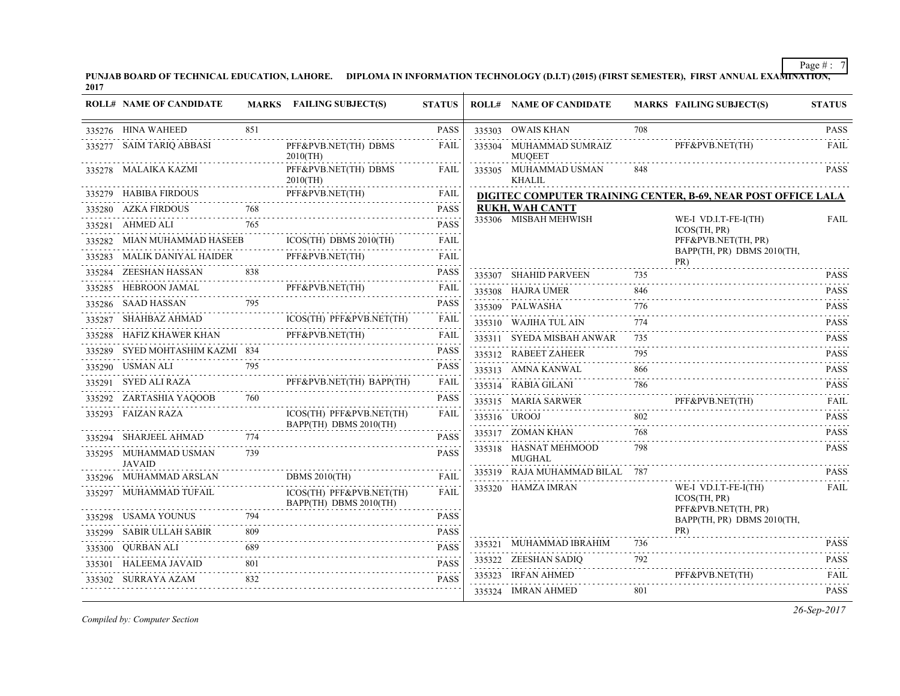**PUNJAB BOARD OF TECHNICAL EDUCATION, LAHORE. DIPLOMA IN INFORMATION TECHNOLOGY (D.I.T) (2015) (FIRST SEMESTER), FIRST ANNUAL EXAMINATION, 2017**

| ROLL# | NAME OF CANDIDATE | MARKS | FAILING SUBJECT(S) | STATUS |
|---|---|---|---|---|
| 335276 | HINA WAHEED | 851 | | PASS |
| 335277 | SAIM TARIQ ABBASI | | PFF&PVB.NET(TH) DBMS 2010(TH) | FAIL |
| 335278 | MALAIKA KAZMI | | PFF&PVB.NET(TH) DBMS 2010(TH) | FAIL |
| 335279 | HABIBA FIRDOUS | | PFF&PVB.NET(TH) | FAIL |
| 335280 | AZKA FIRDOUS | 768 | | PASS |
| 335281 | AHMED ALI | 765 | | PASS |
| 335282 | MIAN MUHAMMAD HASEEB | | ICOS(TH) DBMS 2010(TH) | FAIL |
| 335283 | MALIK DANIYAL HAIDER | | PFF&PVB.NET(TH) | FAIL |
| 335284 | ZEESHAN HASSAN | 838 | | PASS |
| 335285 | HEBROON JAMAL | | PFF&PVB.NET(TH) | FAIL |
| 335286 | SAAD HASSAN | 795 | | PASS |
| 335287 | SHAHBAZ AHMAD | | ICOS(TH) PFF&PVB.NET(TH) | FAIL |
| 335288 | HAFIZ KHAWER KHAN | | PFF&PVB.NET(TH) | FAIL |
| 335289 | SYED MOHTASHIM KAZMI | 834 | | PASS |
| 335290 | USMAN ALI | 795 | | PASS |
| 335291 | SYED ALI RAZA | | PFF&PVB.NET(TH) BAPP(TH) | FAIL |
| 335292 | ZARTASHIA YAQOOB | 760 | | PASS |
| 335293 | FAIZAN RAZA | | ICOS(TH) PFF&PVB.NET(TH) BAPP(TH) DBMS 2010(TH) | FAIL |
| 335294 | SHARJEEL AHMAD | 774 | | PASS |
| 335295 | MUHAMMAD USMAN JAVAID | 739 | | PASS |
| 335296 | MUHAMMAD ARSLAN | | DBMS 2010(TH) | FAIL |
| 335297 | MUHAMMAD TUFAIL | | ICOS(TH) PFF&PVB.NET(TH) BAPP(TH) DBMS 2010(TH) | FAIL |
| 335298 | USAMA YOUNUS | 794 | | PASS |
| 335299 | SABIR ULLAH SABIR | 809 | | PASS |
| 335300 | QURBAN ALI | 689 | | PASS |
| 335301 | HALEEMA JAVAID | 801 | | PASS |
| 335302 | SURRAYA AZAM | 832 | | PASS |
| 335303 | OWAIS KHAN | 708 | | PASS |
| 335304 | MUHAMMAD SUMRAIZ MUQEET | | PFF&PVB.NET(TH) | FAIL |
| 335305 | MUHAMMAD USMAN KHALIL | 848 | | PASS |

**DIGITEC COMPUTER TRAINING CENTER, B-69, NEAR POST OFFICE LALA RUKH, WAH CANTT**

| ROLL# | NAME OF CANDIDATE | MARKS | FAILING SUBJECT(S) | STATUS |
|---|---|---|---|---|
| 335306 | MISBAH MEHWISH | | WE-I VD.I.T-FE-I(TH) ICOS(TH, PR) PFF&PVB.NET(TH, PR) BAPP(TH, PR) DBMS 2010(TH, PR) | FAIL |
| 335307 | SHAHID PARVEEN | 735 | | PASS |
| 335308 | HAJRA UMER | 846 | | PASS |
| 335309 | PALWASHA | 776 | | PASS |
| 335310 | WAJIHA TUL AIN | 774 | | PASS |
| 335311 | SYEDA MISBAH ANWAR | 735 | | PASS |
| 335312 | RABEET ZAHEER | 795 | | PASS |
| 335313 | AMNA KANWAL | 866 | | PASS |
| 335314 | RABIA GILANI | 786 | | PASS |
| 335315 | MARIA SARWER | | PFF&PVB.NET(TH) | FAIL |
| 335316 | UROOJ | 802 | | PASS |
| 335317 | ZOMAN KHAN | 768 | | PASS |
| 335318 | HASNAT MEHMOOD MUGHAL | 798 | | PASS |
| 335319 | RAJA MUHAMMAD BILAL | 787 | | PASS |
| 335320 | HAMZA IMRAN | | WE-I VD.I.T-FE-I(TH) ICOS(TH, PR) PFF&PVB.NET(TH, PR) BAPP(TH, PR) DBMS 2010(TH, PR) | FAIL |
| 335321 | MUHAMMAD IBRAHIM | 736 | | PASS |
| 335322 | ZEESHAN SADIQ | 792 | | PASS |
| 335323 | IRFAN AHMED | | PFF&PVB.NET(TH) | FAIL |
| 335324 | IMRAN AHMED | 801 | | PASS |

*Compiled by: Computer Section*

*26-Sep-2017*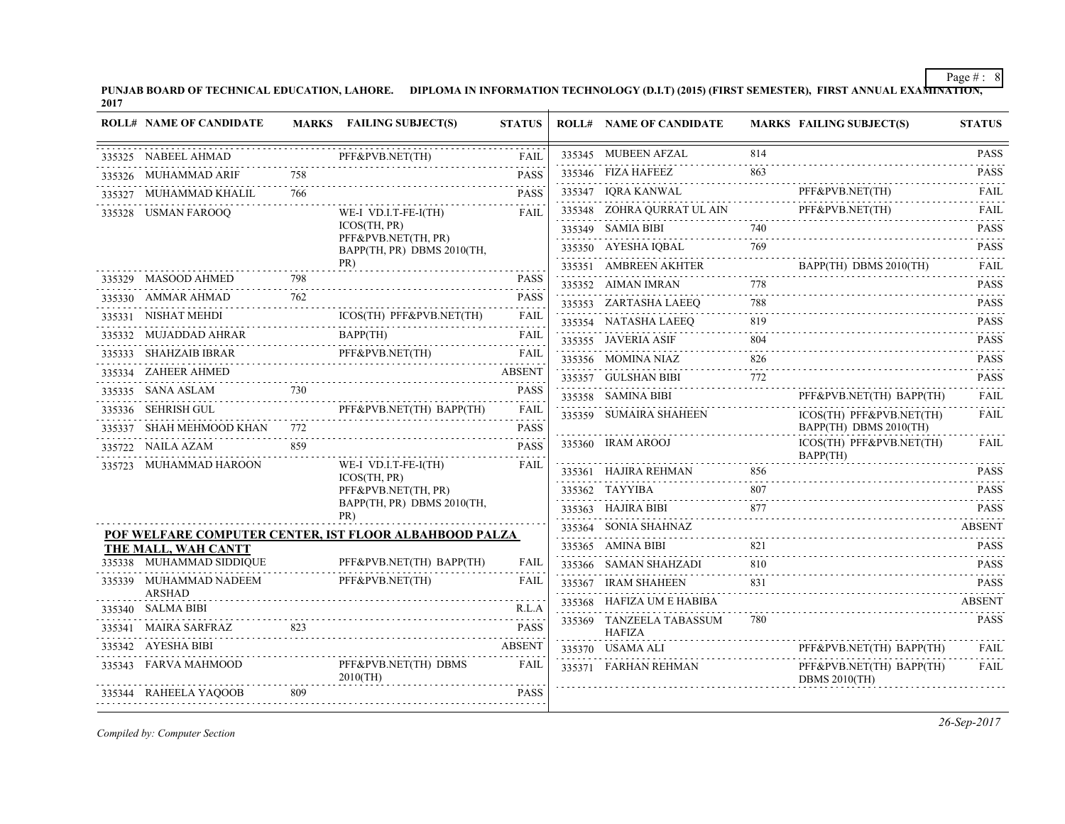**PUNJAB BOARD OF TECHNICAL EDUCATION, LAHORE. DIPLOMA IN INFORMATION TECHNOLOGY (D.I.T) (2015) (FIRST SEMESTER), FIRST ANNUAL EXAMINATION, 2017**

| ROLL# | NAME OF CANDIDATE | MARKS | FAILING SUBJECT(S) | STATUS |
|---|---|---|---|---|
| 335325 | NABEEL AHMAD | | PFF&PVB.NET(TH) | FAIL |
| 335326 | MUHAMMAD ARIF | 758 | | PASS |
| 335327 | MUHAMMAD KHALIL | 766 | | PASS |
| 335328 | USMAN FAROOQ | | WE-I VD.I.T-FE-I(TH) ICOS(TH, PR) PFF&PVB.NET(TH, PR) BAPP(TH, PR) DBMS 2010(TH, PR) | FAIL |
| 335329 | MASOOD AHMED | 798 | | PASS |
| 335330 | AMMAR AHMAD | 762 | | PASS |
| 335331 | NISHAT MEHDI | | ICOS(TH) PFF&PVB.NET(TH) | FAIL |
| 335332 | MUJADDAD AHRAR | | BAPP(TH) | FAIL |
| 335333 | SHAHZAIB IBRAR | | PFF&PVB.NET(TH) | FAIL |
| 335334 | ZAHEER AHMED | | | ABSENT |
| 335335 | SANA ASLAM | 730 | | PASS |
| 335336 | SEHRISH GUL | | PFF&PVB.NET(TH) BAPP(TH) | FAIL |
| 335337 | SHAH MEHMOOD KHAN | 772 | | PASS |
| 335722 | NAILA AZAM | 859 | | PASS |
| 335723 | MUHAMMAD HAROON | | WE-I VD.I.T-FE-I(TH) ICOS(TH, PR) PFF&PVB.NET(TH, PR) BAPP(TH, PR) DBMS 2010(TH, PR) | FAIL |

**POF WELFARE COMPUTER CENTER, IST FLOOR ALBAHBOOD PALZA THE MALL, WAH CANTT**

| ROLL# | NAME OF CANDIDATE | MARKS | FAILING SUBJECT(S) | STATUS |
|---|---|---|---|---|
| 335338 | MUHAMMAD SIDDIQUE | | PFF&PVB.NET(TH) BAPP(TH) | FAIL |
| 335339 | MUHAMMAD NADEEM ARSHAD | | PFF&PVB.NET(TH) | FAIL |
| 335340 | SALMA BIBI | | | R.L.A |
| 335341 | MAIRA SARFRAZ | 823 | | PASS |
| 335342 | AYESHA BIBI | | | ABSENT |
| 335343 | FARVA MAHMOOD | | PFF&PVB.NET(TH) DBMS 2010(TH) | FAIL |
| 335344 | RAHEELA YAQOOB | 809 | | PASS |
| 335345 | MUBEEN AFZAL | 814 | | PASS |
| 335346 | FIZA HAFEEZ | 863 | | PASS |
| 335347 | IQRA KANWAL | | PFF&PVB.NET(TH) | FAIL |
| 335348 | ZOHRA QURRAT UL AIN | | PFF&PVB.NET(TH) | FAIL |
| 335349 | SAMIA BIBI | 740 | | PASS |
| 335350 | AYESHA IQBAL | 769 | | PASS |
| 335351 | AMBREEN AKHTER | | BAPP(TH) DBMS 2010(TH) | FAIL |
| 335352 | AIMAN IMRAN | 778 | | PASS |
| 335353 | ZARTASHA LAEEQ | 788 | | PASS |
| 335354 | NATASHA LAEEQ | 819 | | PASS |
| 335355 | JAVERIA ASIF | 804 | | PASS |
| 335356 | MOMINA NIAZ | 826 | | PASS |
| 335357 | GULSHAN BIBI | 772 | | PASS |
| 335358 | SAMINA BIBI | | PFF&PVB.NET(TH) BAPP(TH) | FAIL |
| 335359 | SUMAIRA SHAHEEN | | ICOS(TH) PFF&PVB.NET(TH) BAPP(TH) DBMS 2010(TH) | FAIL |
| 335360 | IRAM AROOJ | | ICOS(TH) PFF&PVB.NET(TH) BAPP(TH) | FAIL |
| 335361 | HAJIRA REHMAN | 856 | | PASS |
| 335362 | TAYYIBA | 807 | | PASS |
| 335363 | HAJIRA BIBI | 877 | | PASS |
| 335364 | SONIA SHAHNAZ | | | ABSENT |
| 335365 | AMINA BIBI | 821 | | PASS |
| 335366 | SAMAN SHAHZADI | 810 | | PASS |
| 335367 | IRAM SHAHEEN | 831 | | PASS |
| 335368 | HAFIZA UM E HABIBA | | | ABSENT |
| 335369 | TANZEELA TABASSUM HAFIZA | 780 | | PASS |
| 335370 | USAMA ALI | | PFF&PVB.NET(TH) BAPP(TH) | FAIL |
| 335371 | FARHAN REHMAN | | PFF&PVB.NET(TH) BAPP(TH) DBMS 2010(TH) | FAIL |

*Compiled by: Computer Section*

*26-Sep-2017*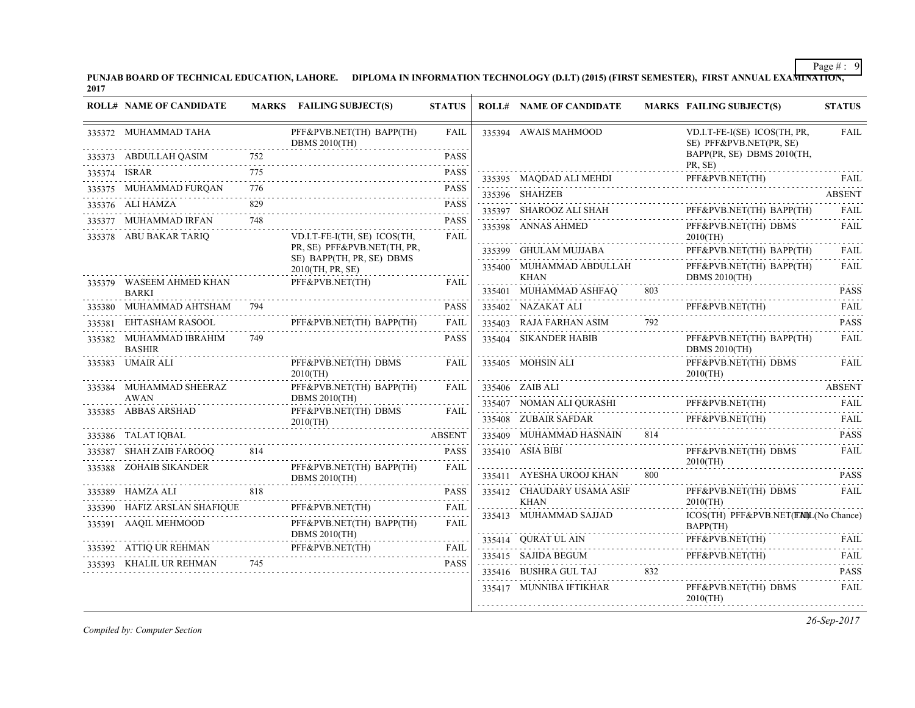**PUNJAB BOARD OF TECHNICAL EDUCATION, LAHORE. DIPLOMA IN INFORMATION TECHNOLOGY (D.I.T) (2015) (FIRST SEMESTER), FIRST ANNUAL EXAMINATION, 2017**

| ROLL# | NAME OF CANDIDATE | MARKS | FAILING SUBJECT(S) | STATUS |
|---|---|---|---|---|
| 335372 | MUHAMMAD TAHA | | PFF&PVB.NET(TH) BAPP(TH) DBMS 2010(TH) | FAIL |
| 335373 | ABDULLAH QASIM | 752 | | PASS |
| 335374 | ISRAR | 775 | | PASS |
| 335375 | MUHAMMAD FURQAN | 776 | | PASS |
| 335376 | ALI HAMZA | 829 | | PASS |
| 335377 | MUHAMMAD IRFAN | 748 | | PASS |
| 335378 | ABU BAKAR TARIQ | | VD.I.T-FE-I(TH, SE) ICOS(TH, PR, SE) PFF&PVB.NET(TH, PR, SE) BAPP(TH, PR, SE) DBMS 2010(TH, PR, SE) | FAIL |
| 335379 | WASEEM AHMED KHAN BARKI | | PFF&PVB.NET(TH) | FAIL |
| 335380 | MUHAMMAD AHTSHAM | 794 | | PASS |
| 335381 | EHTASHAM RASOOL | | PFF&PVB.NET(TH) BAPP(TH) | FAIL |
| 335382 | MUHAMMAD IBRAHIM BASHIR | 749 | | PASS |
| 335383 | UMAIR ALI | | PFF&PVB.NET(TH) DBMS 2010(TH) | FAIL |
| 335384 | MUHAMMAD SHEERAZ AWAN | | PFF&PVB.NET(TH) BAPP(TH) DBMS 2010(TH) | FAIL |
| 335385 | ABBAS ARSHAD | | PFF&PVB.NET(TH) DBMS 2010(TH) | FAIL |
| 335386 | TALAT IQBAL | | | ABSENT |
| 335387 | SHAH ZAIB FAROOQ | 814 | | PASS |
| 335388 | ZOHAIB SIKANDER | | PFF&PVB.NET(TH) BAPP(TH) DBMS 2010(TH) | FAIL |
| 335389 | HAMZA ALI | 818 | | PASS |
| 335390 | HAFIZ ARSLAN SHAFIQUE | | PFF&PVB.NET(TH) | FAIL |
| 335391 | AAQIL MEHMOOD | | PFF&PVB.NET(TH) BAPP(TH) DBMS 2010(TH) | FAIL |
| 335392 | ATTIQ UR REHMAN | | PFF&PVB.NET(TH) | FAIL |
| 335393 | KHALIL UR REHMAN | 745 | | PASS |
| 335394 | AWAIS MAHMOOD | | VD.I.T-FE-I(SE) ICOS(TH, PR, SE) PFF&PVB.NET(PR, SE) BAPP(PR, SE) DBMS 2010(TH, PR, SE) | FAIL |
| 335395 | MAQDAD ALI MEHDI | | PFF&PVB.NET(TH) | FAIL |
| 335396 | SHAHZEB | | | ABSENT |
| 335397 | SHAROOZ ALI SHAH | | PFF&PVB.NET(TH) BAPP(TH) | FAIL |
| 335398 | ANNAS AHMED | | PFF&PVB.NET(TH) DBMS 2010(TH) | FAIL |
| 335399 | GHULAM MUJJABA | | PFF&PVB.NET(TH) BAPP(TH) | FAIL |
| 335400 | MUHAMMAD ABDULLAH KHAN | | PFF&PVB.NET(TH) BAPP(TH) DBMS 2010(TH) | FAIL |
| 335401 | MUHAMMAD ASHFAQ | 803 | | PASS |
| 335402 | NAZAKAT ALI | | PFF&PVB.NET(TH) | FAIL |
| 335403 | RAJA FARHAN ASIM | 792 | | PASS |
| 335404 | SIKANDER HABIB | | PFF&PVB.NET(TH) BAPP(TH) DBMS 2010(TH) | FAIL |
| 335405 | MOHSIN ALI | | PFF&PVB.NET(TH) DBMS 2010(TH) | FAIL |
| 335406 | ZAIB ALI | | | ABSENT |
| 335407 | NOMAN ALI QURASHI | | PFF&PVB.NET(TH) | FAIL |
| 335408 | ZUBAIR SAFDAR | | PFF&PVB.NET(TH) | FAIL |
| 335409 | MUHAMMAD HASNAIN | 814 | | PASS |
| 335410 | ASIA BIBI | | PFF&PVB.NET(TH) DBMS 2010(TH) | FAIL |
| 335411 | AYESHA UROOJ KHAN | 800 | | PASS |
| 335412 | CHAUDARY USAMA ASIF KHAN | | PFF&PVB.NET(TH) DBMS 2010(TH) | FAIL |
| 335413 | MUHAMMAD SAJJAD | | ICOS(TH) PFF&PVB.NET(TH) BAPP(TH) | FAIL(No Chance) |
| 335414 | QURAT UL AIN | | PFF&PVB.NET(TH) | FAIL |
| 335415 | SAJIDA BEGUM | | PFF&PVB.NET(TH) | FAIL |
| 335416 | BUSHRA GUL TAJ | 832 | | PASS |
| 335417 | MUNNIBA IFTIKHAR | | PFF&PVB.NET(TH) DBMS 2010(TH) | FAIL |

*Compiled by: Computer Section*

*26-Sep-2017*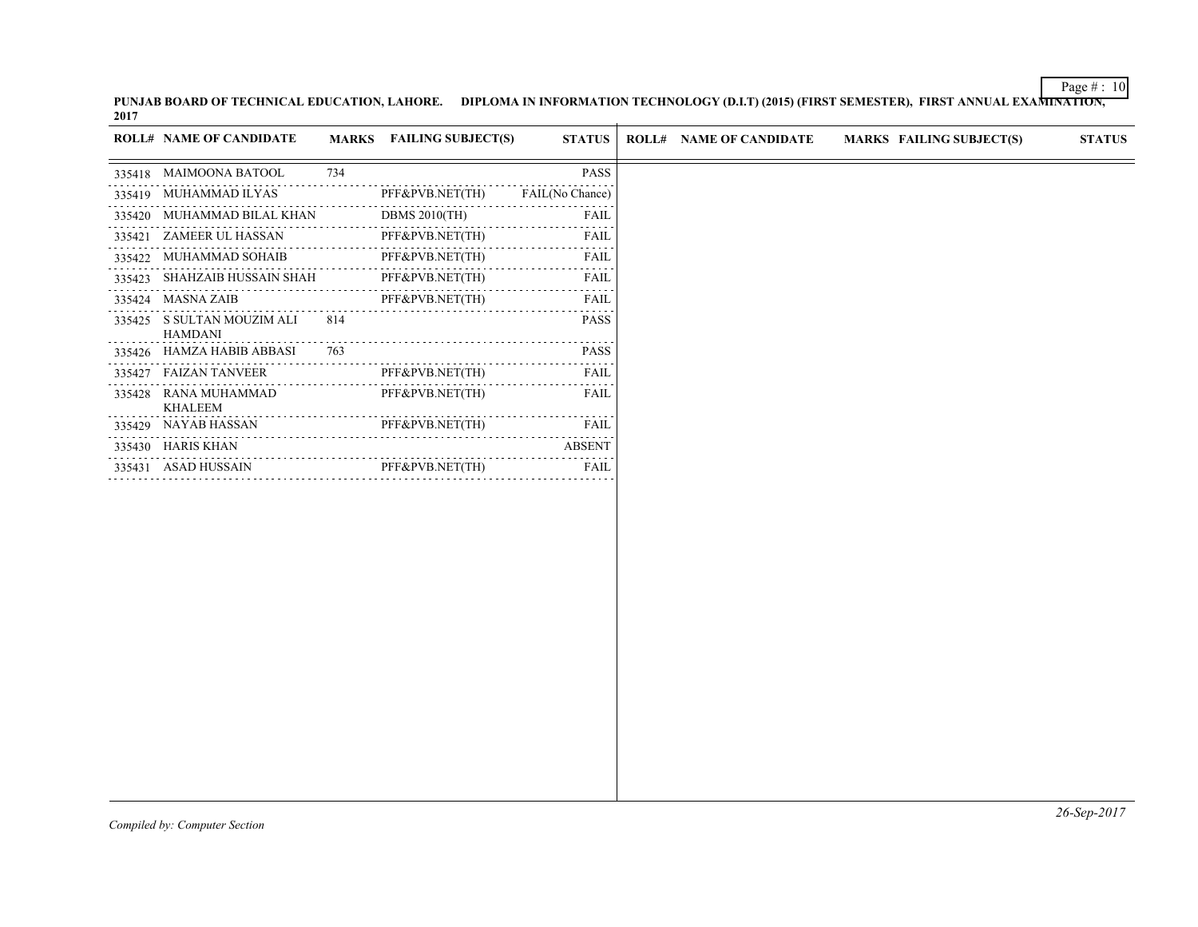**PUNJAB BOARD OF TECHNICAL EDUCATION, LAHORE. DIPLOMA IN INFORMATION TECHNOLOGY (D.I.T) (2015) (FIRST SEMESTER), FIRST ANNUAL EXAMINATION, 2017**

| ROLL# | NAME OF CANDIDATE | MARKS | FAILING SUBJECT(S) | STATUS |
|---|---|---|---|---|
| 335418 | MAIMOONA BATOOL | 734 | | PASS |
| 335419 | MUHAMMAD ILYAS | | PFF&PVB.NET(TH) | FAIL(No Chance) |
| 335420 | MUHAMMAD BILAL KHAN | | DBMS 2010(TH) | FAIL |
| 335421 | ZAMEER UL HASSAN | | PFF&PVB.NET(TH) | FAIL |
| 335422 | MUHAMMAD SOHAIB | | PFF&PVB.NET(TH) | FAIL |
| 335423 | SHAHZAIB HUSSAIN SHAH | | PFF&PVB.NET(TH) | FAIL |
| 335424 | MASNA ZAIB | | PFF&PVB.NET(TH) | FAIL |
| 335425 | S SULTAN MOUZIM ALI HAMDANI | 814 | | PASS |
| 335426 | HAMZA HABIB ABBASI | 763 | | PASS |
| 335427 | FAIZAN TANVEER | | PFF&PVB.NET(TH) | FAIL |
| 335428 | RANA MUHAMMAD KHALEEM | | PFF&PVB.NET(TH) | FAIL |
| 335429 | NAYAB HASSAN | | PFF&PVB.NET(TH) | FAIL |
| 335430 | HARIS KHAN | | | ABSENT |
| 335431 | ASAD HUSSAIN | | PFF&PVB.NET(TH) | FAIL |

*Compiled by: Computer Section*

*26-Sep-2017*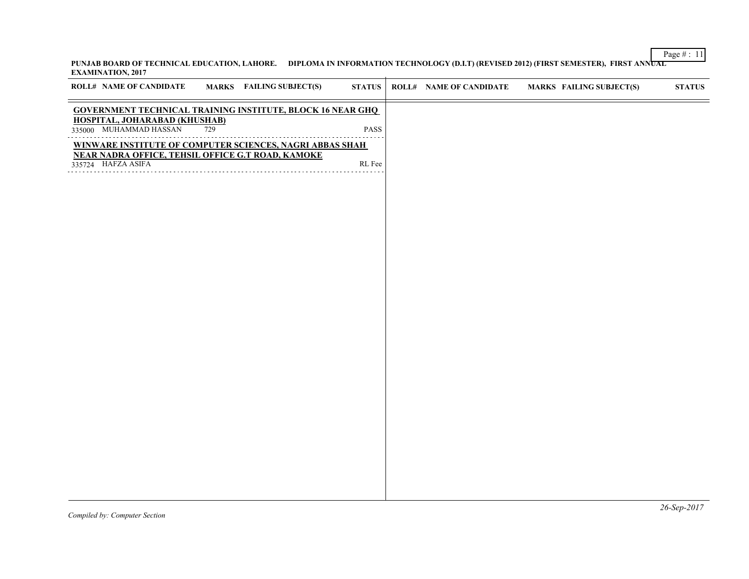**PUNJAB BOARD OF TECHNICAL EDUCATION, LAHORE. DIPLOMA IN INFORMATION TECHNOLOGY (D.I.T) (REVISED 2012) (FIRST SEMESTER), FIRST ANNUAL EXAMINATION, 2017**

| ROLL# | NAME OF CANDIDATE | MARKS | FAILING SUBJECT(S) | STATUS |
|---|---|---|---|---|
| **GOVERNMENT TECHNICAL TRAINING INSTITUTE, BLOCK 16 NEAR GHQ HOSPITAL, JOHARABAD (KHUSHAB)** | | | | |
| 335000 | MUHAMMAD HASSAN | 729 | | PASS |
| **WINWARE INSTITUTE OF COMPUTER SCIENCES, NAGRI ABBAS SHAH NEAR NADRA OFFICE, TEHSIL OFFICE G.T ROAD, KAMOKE** | | | | |
| 335724 | HAFZA ASIFA | | | RL Fee |

*Compiled by: Computer Section*

*26-Sep-2017*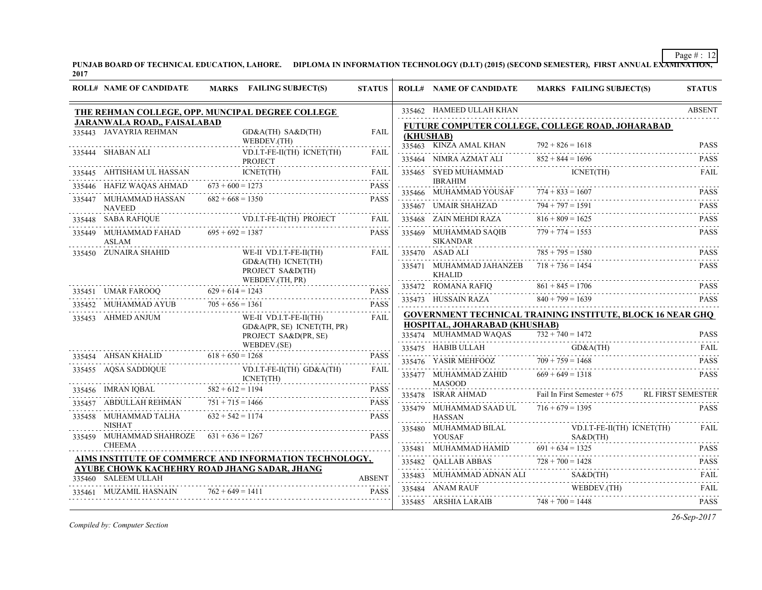PUNJAB BOARD OF TECHNICAL EDUCATION, LAHORE. DIPLOMA IN INFORMATION TECHNOLOGY (D.I.T) (2015) (SECOND SEMESTER), FIRST ANNUAL EXAMINATION, 2017

### THE REHMAN COLLEGE, OPP. MUNCIPAL DEGREE COLLEGE JARANWALA ROAD,, FAISALABAD

| ROLL# | NAME OF CANDIDATE | MARKS | FAILING SUBJECT(S) | STATUS |
|---|---|---|---|---|
| 335443 | JAVAYRIA REHMAN | | GD&A(TH) SA&D(TH) WEBDEV.(TH) | FAIL |
| 335444 | SHABAN ALI | | VD.I.T-FE-II(TH) ICNET(TH) PROJECT | FAIL |
| 335445 | AHTISHAM UL HASSAN | | ICNET(TH) | FAIL |
| 335446 | HAFIZ WAQAS AHMAD | 673 + 600 = 1273 | | PASS |
| 335447 | MUHAMMAD HASSAN NAVEED | 682 + 668 = 1350 | | PASS |
| 335448 | SABA RAFIQUE | | VD.I.T-FE-II(TH) PROJECT | FAIL |
| 335449 | MUHAMMAD FAHAD ASLAM | 695 + 692 = 1387 | | PASS |
| 335450 | ZUNAIRA SHAHID | | WE-II VD.I.T-FE-II(TH) GD&A(TH) ICNET(TH) PROJECT SA&D(TH) WEBDEV.(TH, PR) | FAIL |
| 335451 | UMAR FAROOQ | 629 + 614 = 1243 | | PASS |
| 335452 | MUHAMMAD AYUB | 705 + 656 = 1361 | | PASS |
| 335453 | AHMED ANJUM | | WE-II VD.I.T-FE-II(TH) GD&A(PR, SE) ICNET(TH, PR) PROJECT SA&D(PR, SE) WEBDEV.(SE) | FAIL |
| 335454 | AHSAN KHALID | 618 + 650 = 1268 | | PASS |
| 335455 | AQSA SADDIQUE | | VD.I.T-FE-II(TH) GD&A(TH) ICNET(TH) | FAIL |
| 335456 | IMRAN IQBAL | 582 + 612 = 1194 | | PASS |
| 335457 | ABDULLAH REHMAN | 751 + 715 = 1466 | | PASS |
| 335458 | MUHAMMAD TALHA NISHAT | 632 + 542 = 1174 | | PASS |
| 335459 | MUHAMMAD SHAHROZE CHEEMA | 631 + 636 = 1267 | | PASS |

### AIMS INSTITUTE OF COMMERCE AND INFORMATION TECHNOLOGY, AYUBE CHOWK KACHEHRY ROAD JHANG SADAR, JHANG

| ROLL# | NAME OF CANDIDATE | MARKS | FAILING SUBJECT(S) | STATUS |
|---|---|---|---|---|
| 335460 | SALEEM ULLAH | | | ABSENT |
| 335461 | MUZAMIL HASNAIN | 762 + 649 = 1411 | | PASS |
| 335462 | HAMEED ULLAH KHAN | | | ABSENT |

### FUTURE COMPUTER COLLEGE, COLLEGE ROAD, JOHARABAD (KHUSHAB)

| ROLL# | NAME OF CANDIDATE | MARKS | FAILING SUBJECT(S) | STATUS |
|---|---|---|---|---|
| 335463 | KINZA AMAL KHAN | 792 + 826 = 1618 | | PASS |
| 335464 | NIMRA AZMAT ALI | 852 + 844 = 1696 | | PASS |
| 335465 | SYED MUHAMMAD IBRAHIM | | ICNET(TH) | FAIL |
| 335466 | MUHAMMAD YOUSAF | 774 + 833 = 1607 | | PASS |
| 335467 | UMAIR SHAHZAD | 794 + 797 = 1591 | | PASS |
| 335468 | ZAIN MEHDI RAZA | 816 + 809 = 1625 | | PASS |
| 335469 | MUHAMMAD SAQIB SIKANDAR | 779 + 774 = 1553 | | PASS |
| 335470 | ASAD ALI | 785 + 795 = 1580 | | PASS |
| 335471 | MUHAMMAD JAHANZEB KHALID | 718 + 736 = 1454 | | PASS |
| 335472 | ROMANA RAFIQ | 861 + 845 = 1706 | | PASS |
| 335473 | HUSSAIN RAZA | 840 + 799 = 1639 | | PASS |

### GOVERNMENT TECHNICAL TRAINING INSTITUTE, BLOCK 16 NEAR GHQ HOSPITAL, JOHARABAD (KHUSHAB)

| ROLL# | NAME OF CANDIDATE | MARKS | FAILING SUBJECT(S) | STATUS |
|---|---|---|---|---|
| 335474 | MUHAMMAD WAQAS | 732 + 740 = 1472 | | PASS |
| 335475 | HABIB ULLAH | | GD&A(TH) | FAIL |
| 335476 | YASIR MEHFOOZ | 709 + 759 = 1468 | | PASS |
| 335477 | MUHAMMAD ZAHID MASOOD | 669 + 649 = 1318 | | PASS |
| 335478 | ISRAR AHMAD | Fail In First Semester + 675 | | RL FIRST SEMESTER |
| 335479 | MUHAMMAD SAAD UL HASSAN | 716 + 679 = 1395 | | PASS |
| 335480 | MUHAMMAD BILAL YOUSAF | | VD.I.T-FE-II(TH) ICNET(TH) SA&D(TH) | FAIL |
| 335481 | MUHAMMAD HAMID | 691 + 634 = 1325 | | PASS |
| 335482 | QALLAB ABBAS | 728 + 700 = 1428 | | PASS |
| 335483 | MUHAMMAD ADNAN ALI | | SA&D(TH) | FAIL |
| 335484 | ANAM RAUF | | WEBDEV.(TH) | FAIL |
| 335485 | ARSHIA LARAIB | 748 + 700 = 1448 | | PASS |

*Compiled by: Computer Section*

*26-Sep-2017*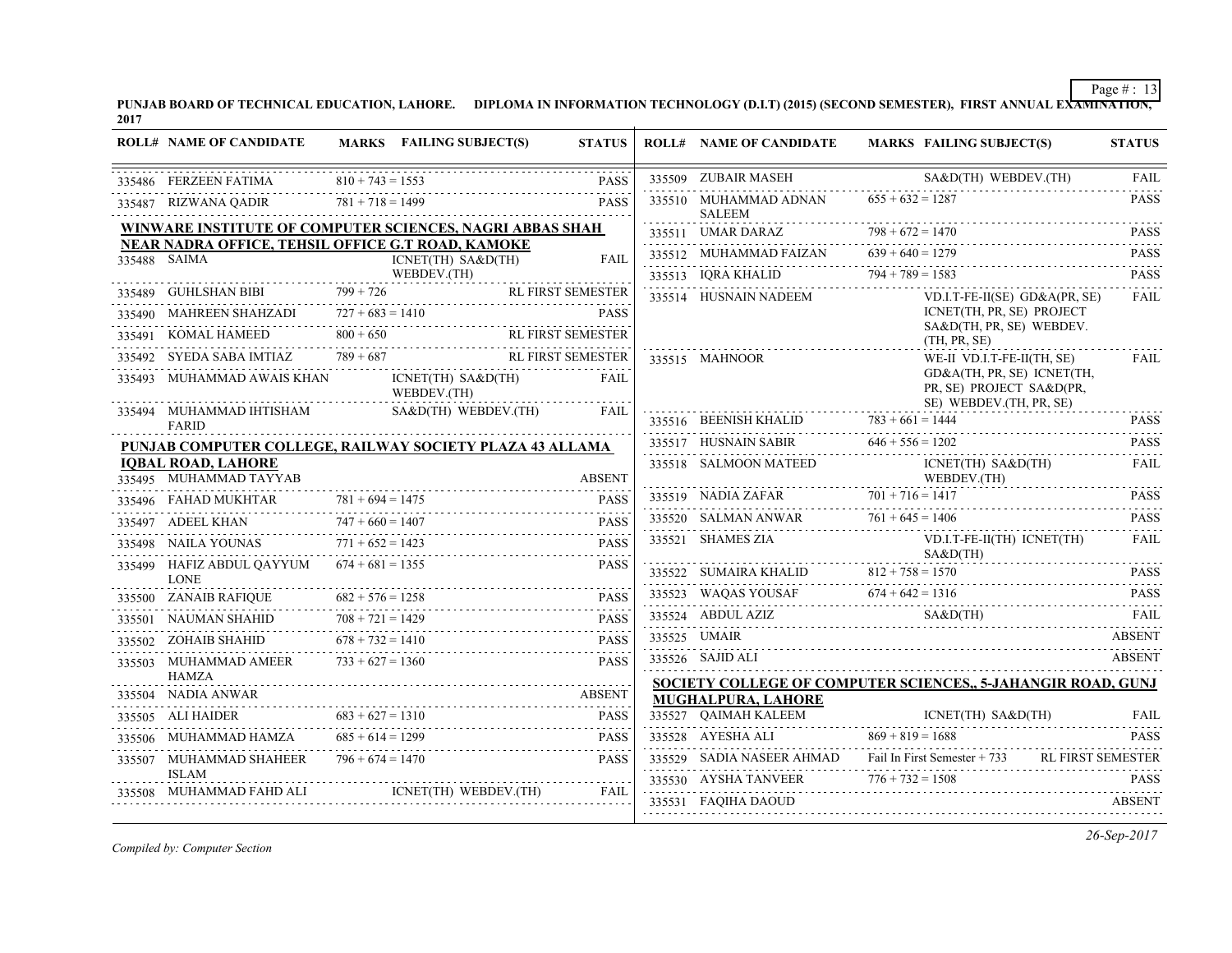PUNJAB BOARD OF TECHNICAL EDUCATION, LAHORE. DIPLOMA IN INFORMATION TECHNOLOGY (D.I.T) (2015) (SECOND SEMESTER), FIRST ANNUAL EXAMINATION, 2017

| ROLL# | NAME OF CANDIDATE | MARKS | FAILING SUBJECT(S) | STATUS |
|---|---|---|---|---|
| 335486 | FERZEEN FATIMA | 810 + 743 = 1553 | | PASS |
| 335487 | RIZWANA QADIR | 781 + 718 = 1499 | | PASS |

**WINWARE INSTITUTE OF COMPUTER SCIENCES, NAGRI ABBAS SHAH NEAR NADRA OFFICE, TEHSIL OFFICE G.T ROAD, KAMOKE**

| ROLL# | NAME OF CANDIDATE | MARKS | FAILING SUBJECT(S) | STATUS |
|---|---|---|---|---|
| 335488 | SAIMA | | ICNET(TH) SA&D(TH) WEBDEV.(TH) | FAIL |
| 335489 | GUHLSHAN BIBI | 799 + 726 | | RL FIRST SEMESTER |
| 335490 | MAHREEN SHAHZADI | 727 + 683 = 1410 | | PASS |
| 335491 | KOMAL HAMEED | 800 + 650 | | RL FIRST SEMESTER |
| 335492 | SYEDA SABA IMTIAZ | 789 + 687 | | RL FIRST SEMESTER |
| 335493 | MUHAMMAD AWAIS KHAN | | ICNET(TH) SA&D(TH) WEBDEV.(TH) | FAIL |
| 335494 | MUHAMMAD IHTISHAM FARID | | SA&D(TH) WEBDEV.(TH) | FAIL |

**PUNJAB COMPUTER COLLEGE, RAILWAY SOCIETY PLAZA 43 ALLAMA IQBAL ROAD, LAHORE**

| ROLL# | NAME OF CANDIDATE | MARKS | FAILING SUBJECT(S) | STATUS |
|---|---|---|---|---|
| 335495 | MUHAMMAD TAYYAB | | | ABSENT |
| 335496 | FAHAD MUKHTAR | 781 + 694 = 1475 | | PASS |
| 335497 | ADEEL KHAN | 747 + 660 = 1407 | | PASS |
| 335498 | NAILA YOUNAS | 771 + 652 = 1423 | | PASS |
| 335499 | HAFIZ ABDUL QAYYUM LONE | 674 + 681 = 1355 | | PASS |
| 335500 | ZANAIB RAFIQUE | 682 + 576 = 1258 | | PASS |
| 335501 | NAUMAN SHAHID | 708 + 721 = 1429 | | PASS |
| 335502 | ZOHAIB SHAHID | 678 + 732 = 1410 | | PASS |
| 335503 | MUHAMMAD AMEER HAMZA | 733 + 627 = 1360 | | PASS |
| 335504 | NADIA ANWAR | | | ABSENT |
| 335505 | ALI HAIDER | 683 + 627 = 1310 | | PASS |
| 335506 | MUHAMMAD HAMZA | 685 + 614 = 1299 | | PASS |
| 335507 | MUHAMMAD SHAHEER ISLAM | 796 + 674 = 1470 | | PASS |
| 335508 | MUHAMMAD FAHD ALI | | ICNET(TH) WEBDEV.(TH) | FAIL |
| 335509 | ZUBAIR MASEH | | SA&D(TH) WEBDEV.(TH) | FAIL |
| 335510 | MUHAMMAD ADNAN SALEEM | 655 + 632 = 1287 | | PASS |
| 335511 | UMAR DARAZ | 798 + 672 = 1470 | | PASS |
| 335512 | MUHAMMAD FAIZAN | 639 + 640 = 1279 | | PASS |
| 335513 | IQRA KHALID | 794 + 789 = 1583 | | PASS |
| 335514 | HUSNAIN NADEEM | | VD.I.T-FE-II(SE) GD&A(PR, SE) ICNET(TH, PR, SE) PROJECT SA&D(TH, PR, SE) WEBDEV.(TH, PR, SE) | FAIL |
| 335515 | MAHNOOR | | WE-II VD.I.T-FE-II(TH, SE) GD&A(TH, PR, SE) ICNET(TH, PR, SE) PROJECT SA&D(PR, SE) WEBDEV.(TH, PR, SE) | FAIL |
| 335516 | BEENISH KHALID | 783 + 661 = 1444 | | PASS |
| 335517 | HUSNAIN SABIR | 646 + 556 = 1202 | | PASS |
| 335518 | SALMOON MATEED | | ICNET(TH) SA&D(TH) WEBDEV.(TH) | FAIL |
| 335519 | NADIA ZAFAR | 701 + 716 = 1417 | | PASS |
| 335520 | SALMAN ANWAR | 761 + 645 = 1406 | | PASS |
| 335521 | SHAMES ZIA | | VD.I.T-FE-II(TH) ICNET(TH) SA&D(TH) | FAIL |
| 335522 | SUMAIRA KHALID | 812 + 758 = 1570 | | PASS |
| 335523 | WAQAS YOUSAF | 674 + 642 = 1316 | | PASS |
| 335524 | ABDUL AZIZ | | SA&D(TH) | FAIL |
| 335525 | UMAIR | | | ABSENT |
| 335526 | SAJID ALI | | | ABSENT |

**SOCIETY COLLEGE OF COMPUTER SCIENCES,, 5-JAHANGIR ROAD, GUNJ MUGHALPURA, LAHORE**

| ROLL# | NAME OF CANDIDATE | MARKS | FAILING SUBJECT(S) | STATUS |
|---|---|---|---|---|
| 335527 | QAIMAH KALEEM | | ICNET(TH) SA&D(TH) | FAIL |
| 335528 | AYESHA ALI | 869 + 819 = 1688 | | PASS |
| 335529 | SADIA NASEER AHMAD | Fail In First Semester + 733 | | RL FIRST SEMESTER |
| 335530 | AYSHA TANVEER | 776 + 732 = 1508 | | PASS |
| 335531 | FAQIHA DAOUD | | | ABSENT |

*Compiled by: Computer Section*

*26-Sep-2017*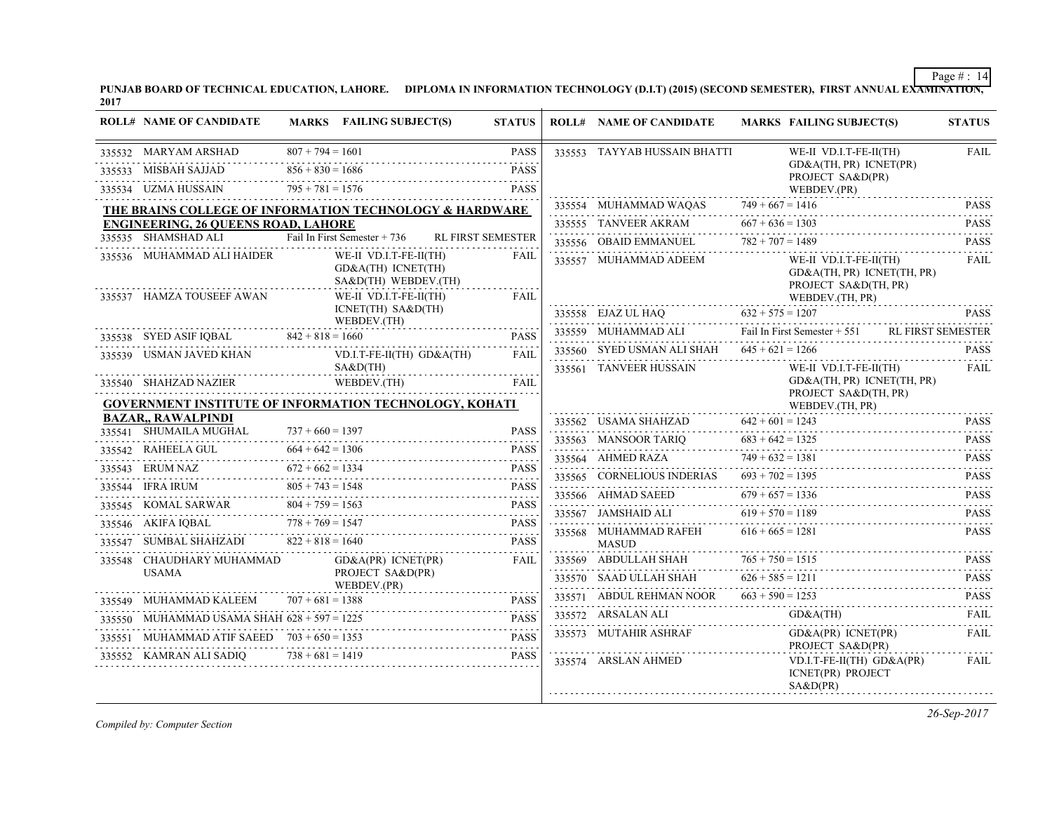PUNJAB BOARD OF TECHNICAL EDUCATION, LAHORE. DIPLOMA IN INFORMATION TECHNOLOGY (D.I.T) (2015) (SECOND SEMESTER), FIRST ANNUAL EXAMINATION, 2017

| ROLL# | NAME OF CANDIDATE | MARKS | FAILING SUBJECT(S) | STATUS |
|---|---|---|---|---|
| 335532 | MARYAM ARSHAD | 807 + 794 = 1601 | | PASS |
| 335533 | MISBAH SAJJAD | 856 + 830 = 1686 | | PASS |
| 335534 | UZMA HUSSAIN | 795 + 781 = 1576 | | PASS |

**THE BRAINS COLLEGE OF INFORMATION TECHNOLOGY & HARDWARE ENGINEERING, 26 QUEENS ROAD, LAHORE**

| ROLL# | NAME OF CANDIDATE | MARKS | FAILING SUBJECT(S) | STATUS |
|---|---|---|---|---|
| 335535 | SHAMSHAD ALI | Fail In First Semester + 736 | | RL FIRST SEMESTER |
| 335536 | MUHAMMAD ALI HAIDER | | WE-II VD.I.T-FE-II(TH) GD&A(TH) ICNET(TH) SA&D(TH) WEBDEV.(TH) | FAIL |
| 335537 | HAMZA TOUSEEF AWAN | | WE-II VD.I.T-FE-II(TH) ICNET(TH) SA&D(TH) WEBDEV.(TH) | FAIL |
| 335538 | SYED ASIF IQBAL | 842 + 818 = 1660 | | PASS |
| 335539 | USMAN JAVED KHAN | | VD.I.T-FE-II(TH) GD&A(TH) SA&D(TH) | FAIL |
| 335540 | SHAHZAD NAZIER | | WEBDEV.(TH) | FAIL |

**GOVERNMENT INSTITUTE OF INFORMATION TECHNOLOGY, KOHATI BAZAR,, RAWALPINDI**

| ROLL# | NAME OF CANDIDATE | MARKS | FAILING SUBJECT(S) | STATUS |
|---|---|---|---|---|
| 335541 | SHUMAILA MUGHAL | 737 + 660 = 1397 | | PASS |
| 335542 | RAHEELA GUL | 664 + 642 = 1306 | | PASS |
| 335543 | ERUM NAZ | 672 + 662 = 1334 | | PASS |
| 335544 | IFRA IRUM | 805 + 743 = 1548 | | PASS |
| 335545 | KOMAL SARWAR | 804 + 759 = 1563 | | PASS |
| 335546 | AKIFA IQBAL | 778 + 769 = 1547 | | PASS |
| 335547 | SUMBAL SHAHZADI | 822 + 818 = 1640 | | PASS |
| 335548 | CHAUDHARY MUHAMMAD USAMA | | GD&A(PR) ICNET(PR) PROJECT SA&D(PR) WEBDEV.(PR) | FAIL |
| 335549 | MUHAMMAD KALEEM | 707 + 681 = 1388 | | PASS |
| 335550 | MUHAMMAD USAMA SHAH | 628 + 597 = 1225 | | PASS |
| 335551 | MUHAMMAD ATIF SAEED | 703 + 650 = 1353 | | PASS |
| 335552 | KAMRAN ALI SADIQ | 738 + 681 = 1419 | | PASS |
| 335553 | TAYYAB HUSSAIN BHATTI | | WE-II VD.I.T-FE-II(TH) GD&A(TH, PR) ICNET(PR) PROJECT SA&D(PR) WEBDEV.(PR) | FAIL |
| 335554 | MUHAMMAD WAQAS | 749 + 667 = 1416 | | PASS |
| 335555 | TANVEER AKRAM | 667 + 636 = 1303 | | PASS |
| 335556 | OBAID EMMANUEL | 782 + 707 = 1489 | | PASS |
| 335557 | MUHAMMAD ADEEM | | WE-II VD.I.T-FE-II(TH) GD&A(TH, PR) ICNET(TH, PR) PROJECT SA&D(TH, PR) WEBDEV.(TH, PR) | FAIL |
| 335558 | EJAZ UL HAQ | 632 + 575 = 1207 | | PASS |
| 335559 | MUHAMMAD ALI | Fail In First Semester + 551 | | RL FIRST SEMESTER |
| 335560 | SYED USMAN ALI SHAH | 645 + 621 = 1266 | | PASS |
| 335561 | TANVEER HUSSAIN | | WE-II VD.I.T-FE-II(TH) GD&A(TH, PR) ICNET(TH, PR) PROJECT SA&D(TH, PR) WEBDEV.(TH, PR) | FAIL |
| 335562 | USAMA SHAHZAD | 642 + 601 = 1243 | | PASS |
| 335563 | MANSOOR TARIQ | 683 + 642 = 1325 | | PASS |
| 335564 | AHMED RAZA | 749 + 632 = 1381 | | PASS |
| 335565 | CORNELIOUS INDERIAS | 693 + 702 = 1395 | | PASS |
| 335566 | AHMAD SAEED | 679 + 657 = 1336 | | PASS |
| 335567 | JAMSHAID ALI | 619 + 570 = 1189 | | PASS |
| 335568 | MUHAMMAD RAFEH MASUD | 616 + 665 = 1281 | | PASS |
| 335569 | ABDULLAH SHAH | 765 + 750 = 1515 | | PASS |
| 335570 | SAAD ULLAH SHAH | 626 + 585 = 1211 | | PASS |
| 335571 | ABDUL REHMAN NOOR | 663 + 590 = 1253 | | PASS |
| 335572 | ARSALAN ALI | | GD&A(TH) | FAIL |
| 335573 | MUTAHIR ASHRAF | | GD&A(PR) ICNET(PR) PROJECT SA&D(PR) | FAIL |
| 335574 | ARSLAN AHMED | | VD.I.T-FE-II(TH) GD&A(PR) ICNET(PR) PROJECT SA&D(PR) | FAIL |

*Compiled by: Computer Section*

*26-Sep-2017*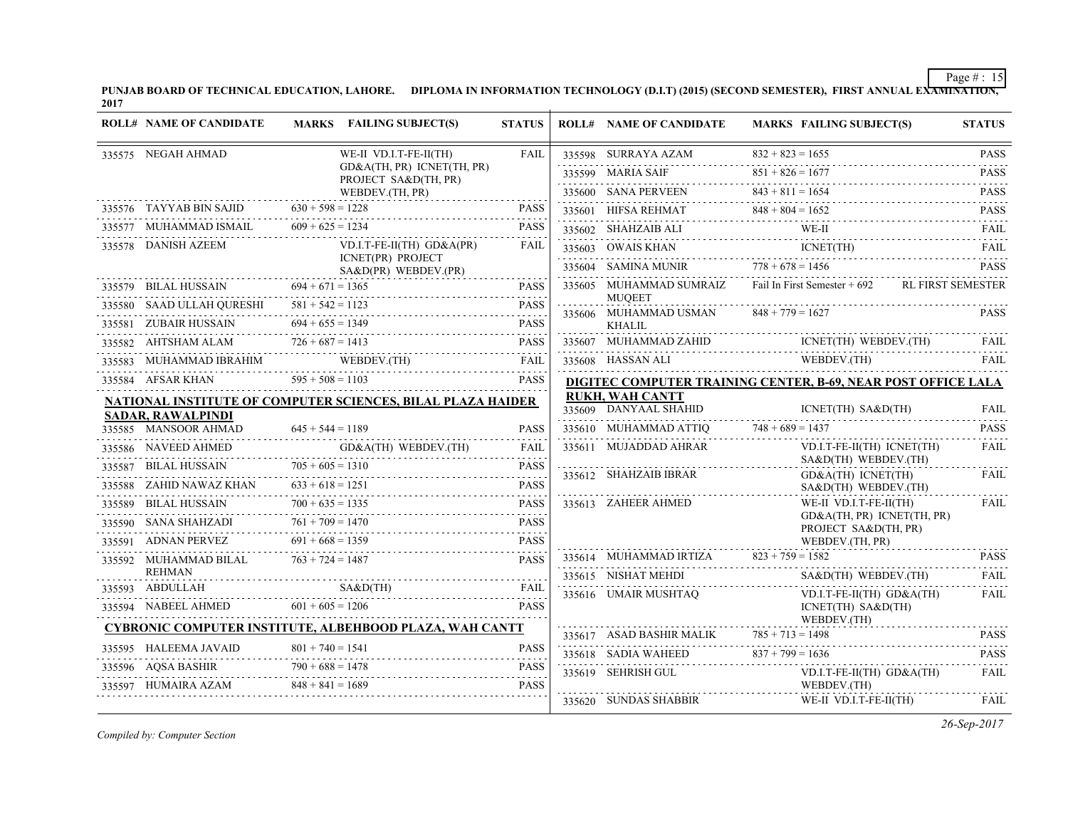**PUNJAB BOARD OF TECHNICAL EDUCATION, LAHORE. DIPLOMA IN INFORMATION TECHNOLOGY (D.I.T) (2015) (SECOND SEMESTER), FIRST ANNUAL EXAMINATION, 2017**

| ROLL# | NAME OF CANDIDATE | MARKS | FAILING SUBJECT(S) | STATUS |
|---|---|---|---|---|
| 335575 | NEGAH AHMAD | | WE-II VD.I.T-FE-II(TH) GD&A(TH, PR) ICNET(TH, PR) PROJECT SA&D(TH, PR) WEBDEV.(TH, PR) | FAIL |
| 335576 | TAYYAB BIN SAJID | 630 + 598 = 1228 | | PASS |
| 335577 | MUHAMMAD ISMAIL | 609 + 625 = 1234 | | PASS |
| 335578 | DANISH AZEEM | | VD.I.T-FE-II(TH) GD&A(PR) ICNET(PR) PROJECT SA&D(PR) WEBDEV.(PR) | FAIL |
| 335579 | BILAL HUSSAIN | 694 + 671 = 1365 | | PASS |
| 335580 | SAAD ULLAH QURESHI | 581 + 542 = 1123 | | PASS |
| 335581 | ZUBAIR HUSSAIN | 694 + 655 = 1349 | | PASS |
| 335582 | AHTSHAM ALAM | 726 + 687 = 1413 | | PASS |
| 335583 | MUHAMMAD IBRAHIM | | WEBDEV.(TH) | FAIL |
| 335584 | AFSAR KHAN | 595 + 508 = 1103 | | PASS |

**NATIONAL INSTITUTE OF COMPUTER SCIENCES, BILAL PLAZA HAIDER SADAR, RAWALPINDI**

| ROLL# | NAME OF CANDIDATE | MARKS | FAILING SUBJECT(S) | STATUS |
|---|---|---|---|---|
| 335585 | MANSOOR AHMAD | 645 + 544 = 1189 | | PASS |
| 335586 | NAVEED AHMED | | GD&A(TH) WEBDEV.(TH) | FAIL |
| 335587 | BILAL HUSSAIN | 705 + 605 = 1310 | | PASS |
| 335588 | ZAHID NAWAZ KHAN | 633 + 618 = 1251 | | PASS |
| 335589 | BILAL HUSSAIN | 700 + 635 = 1335 | | PASS |
| 335590 | SANA SHAHZADI | 761 + 709 = 1470 | | PASS |
| 335591 | ADNAN PERVEZ | 691 + 668 = 1359 | | PASS |
| 335592 | MUHAMMAD BILAL REHMAN | 763 + 724 = 1487 | | PASS |
| 335593 | ABDULLAH | | SA&D(TH) | FAIL |
| 335594 | NABEEL AHMED | 601 + 605 = 1206 | | PASS |

**CYBRONIC COMPUTER INSTITUTE, ALBEHBOOD PLAZA, WAH CANTT**

| ROLL# | NAME OF CANDIDATE | MARKS | FAILING SUBJECT(S) | STATUS |
|---|---|---|---|---|
| 335595 | HALEEMA JAVAID | 801 + 740 = 1541 | | PASS |
| 335596 | AQSA BASHIR | 790 + 688 = 1478 | | PASS |
| 335597 | HUMAIRA AZAM | 848 + 841 = 1689 | | PASS |
| 335598 | SURRAYA AZAM | 832 + 823 = 1655 | | PASS |
| 335599 | MARIA SAIF | 851 + 826 = 1677 | | PASS |
| 335600 | SANA PERVEEN | 843 + 811 = 1654 | | PASS |
| 335601 | HIFSA REHMAT | 848 + 804 = 1652 | | PASS |
| 335602 | SHAHZAIB ALI | | WE-II | FAIL |
| 335603 | OWAIS KHAN | | ICNET(TH) | FAIL |
| 335604 | SAMINA MUNIR | 778 + 678 = 1456 | | PASS |
| 335605 | MUHAMMAD SUMRAIZ MUQEET | Fail In First Semester + 692 | | RL FIRST SEMESTER |
| 335606 | MUHAMMAD USMAN KHALIL | 848 + 779 = 1627 | | PASS |
| 335607 | MUHAMMAD ZAHID | | ICNET(TH) WEBDEV.(TH) | FAIL |
| 335608 | HASSAN ALI | | WEBDEV.(TH) | FAIL |

**DIGITEC COMPUTER TRAINING CENTER, B-69, NEAR POST OFFICE LALA RUKH, WAH CANTT**

| ROLL# | NAME OF CANDIDATE | MARKS | FAILING SUBJECT(S) | STATUS |
|---|---|---|---|---|
| 335609 | DANYAAL SHAHID | | ICNET(TH) SA&D(TH) | FAIL |
| 335610 | MUHAMMAD ATTIQ | 748 + 689 = 1437 | | PASS |
| 335611 | MUJADDAD AHRAR | | VD.I.T-FE-II(TH) ICNET(TH) SA&D(TH) WEBDEV.(TH) | FAIL |
| 335612 | SHAHZAIB IBRAR | | GD&A(TH) ICNET(TH) SA&D(TH) WEBDEV.(TH) | FAIL |
| 335613 | ZAHEER AHMED | | WE-II VD.I.T-FE-II(TH) GD&A(TH, PR) ICNET(TH, PR) PROJECT SA&D(TH, PR) WEBDEV.(TH, PR) | FAIL |
| 335614 | MUHAMMAD IRTIZA | 823 + 759 = 1582 | | PASS |
| 335615 | NISHAT MEHDI | | SA&D(TH) WEBDEV.(TH) | FAIL |
| 335616 | UMAIR MUSHTAQ | | VD.I.T-FE-II(TH) GD&A(TH) ICNET(TH) SA&D(TH) WEBDEV.(TH) | FAIL |
| 335617 | ASAD BASHIR MALIK | 785 + 713 = 1498 | | PASS |
| 335618 | SADIA WAHEED | 837 + 799 = 1636 | | PASS |
| 335619 | SEHRISH GUL | | VD.I.T-FE-II(TH) GD&A(TH) WEBDEV.(TH) | FAIL |
| 335620 | SUNDAS SHABBIR | | WE-II VD.I.T-FE-II(TH) | FAIL |

*Compiled by: Computer Section*

*26-Sep-2017*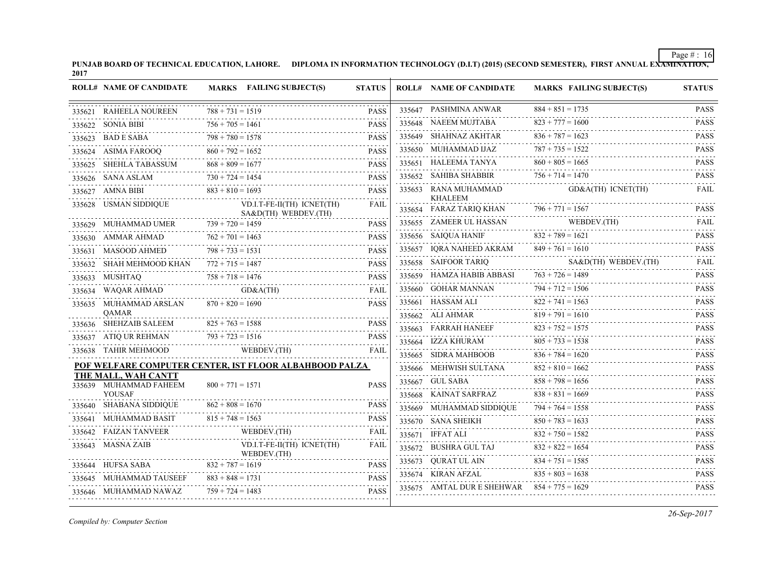PUNJAB BOARD OF TECHNICAL EDUCATION, LAHORE. DIPLOMA IN INFORMATION TECHNOLOGY (D.I.T) (2015) (SECOND SEMESTER), FIRST ANNUAL EXAMINATION, 2017

| ROLL# | NAME OF CANDIDATE | MARKS | FAILING SUBJECT(S) | STATUS |
|---|---|---|---|---|
| 335621 | RAHEELA NOUREEN | 788 + 731 = 1519 | | PASS |
| 335622 | SONIA BIBI | 756 + 705 = 1461 | | PASS |
| 335623 | BAD E SABA | 798 + 780 = 1578 | | PASS |
| 335624 | ASIMA FAROOQ | 860 + 792 = 1652 | | PASS |
| 335625 | SHEHLA TABASSUM | 868 + 809 = 1677 | | PASS |
| 335626 | SANA ASLAM | 730 + 724 = 1454 | | PASS |
| 335627 | AMNA BIBI | 883 + 810 = 1693 | | PASS |
| 335628 | USMAN SIDDIQUE | | VD.I.T-FE-II(TH) ICNET(TH) SA&D(TH) WEBDEV.(TH) | FAIL |
| 335629 | MUHAMMAD UMER | 739 + 720 = 1459 | | PASS |
| 335630 | AMMAR AHMAD | 762 + 701 = 1463 | | PASS |
| 335631 | MASOOD AHMED | 798 + 733 = 1531 | | PASS |
| 335632 | SHAH MEHMOOD KHAN | 772 + 715 = 1487 | | PASS |
| 335633 | MUSHTAQ | 758 + 718 = 1476 | | PASS |
| 335634 | WAQAR AHMAD | | GD&A(TH) | FAIL |
| 335635 | MUHAMMAD ARSLAN QAMAR | 870 + 820 = 1690 | | PASS |
| 335636 | SHEHZAIB SALEEM | 825 + 763 = 1588 | | PASS |
| 335637 | ATIQ UR REHMAN | 793 + 723 = 1516 | | PASS |
| 335638 | TAHIR MEHMOOD | | WEBDEV.(TH) | FAIL |

**POF WELFARE COMPUTER CENTER, IST FLOOR ALBAHBOOD PALZA THE MALL, WAH CANTT**

| ROLL# | NAME OF CANDIDATE | MARKS | FAILING SUBJECT(S) | STATUS |
|---|---|---|---|---|
| 335639 | MUHAMMAD FAHEEM YOUSAF | 800 + 771 = 1571 | | PASS |
| 335640 | SHABANA SIDDIQUE | 862 + 808 = 1670 | | PASS |
| 335641 | MUHAMMAD BASIT | 815 + 748 = 1563 | | PASS |
| 335642 | FAIZAN TANVEER | | WEBDEV.(TH) | FAIL |
| 335643 | MASNA ZAIB | | VD.I.T-FE-II(TH) ICNET(TH) WEBDEV.(TH) | FAIL |
| 335644 | HUFSA SABA | 832 + 787 = 1619 | | PASS |
| 335645 | MUHAMMAD TAUSEEF | 883 + 848 = 1731 | | PASS |
| 335646 | MUHAMMAD NAWAZ | 759 + 724 = 1483 | | PASS |
| 335647 | PASHMINA ANWAR | 884 + 851 = 1735 | | PASS |
| 335648 | NAEEM MUJTABA | 823 + 777 = 1600 | | PASS |
| 335649 | SHAHNAZ AKHTAR | 836 + 787 = 1623 | | PASS |
| 335650 | MUHAMMAD IJAZ | 787 + 735 = 1522 | | PASS |
| 335651 | HALEEMA TANYA | 860 + 805 = 1665 | | PASS |
| 335652 | SAHIBA SHABBIR | 756 + 714 = 1470 | | PASS |
| 335653 | RANA MUHAMMAD KHALEEM | | GD&A(TH) ICNET(TH) | FAIL |
| 335654 | FARAZ TARIQ KHAN | 796 + 771 = 1567 | | PASS |
| 335655 | ZAMEER UL HASSAN | | WEBDEV.(TH) | FAIL |
| 335656 | SAIQUA HANIF | 832 + 789 = 1621 | | PASS |
| 335657 | IQRA NAHEED AKRAM | 849 + 761 = 1610 | | PASS |
| 335658 | SAIFOOR TARIQ | | SA&D(TH) WEBDEV.(TH) | FAIL |
| 335659 | HAMZA HABIB ABBASI | 763 + 726 = 1489 | | PASS |
| 335660 | GOHAR MANNAN | 794 + 712 = 1506 | | PASS |
| 335661 | HASSAM ALI | 822 + 741 = 1563 | | PASS |
| 335662 | ALI AHMAR | 819 + 791 = 1610 | | PASS |
| 335663 | FARRAH HANEEF | 823 + 752 = 1575 | | PASS |
| 335664 | IZZA KHURAM | 805 + 733 = 1538 | | PASS |
| 335665 | SIDRA MAHBOOB | 836 + 784 = 1620 | | PASS |
| 335666 | MEHWISH SULTANA | 852 + 810 = 1662 | | PASS |
| 335667 | GUL SABA | 858 + 798 = 1656 | | PASS |
| 335668 | KAINAT SARFRAZ | 838 + 831 = 1669 | | PASS |
| 335669 | MUHAMMAD SIDDIQUE | 794 + 764 = 1558 | | PASS |
| 335670 | SANA SHEIKH | 850 + 783 = 1633 | | PASS |
| 335671 | IFFAT ALI | 832 + 750 = 1582 | | PASS |
| 335672 | BUSHRA GUL TAJ | 832 + 822 = 1654 | | PASS |
| 335673 | QURAT UL AIN | 834 + 751 = 1585 | | PASS |
| 335674 | KIRAN AFZAL | 835 + 803 = 1638 | | PASS |
| 335675 | AMTAL DUR E SHEHWAR | 854 + 775 = 1629 | | PASS |

*Compiled by: Computer Section*

*26-Sep-2017*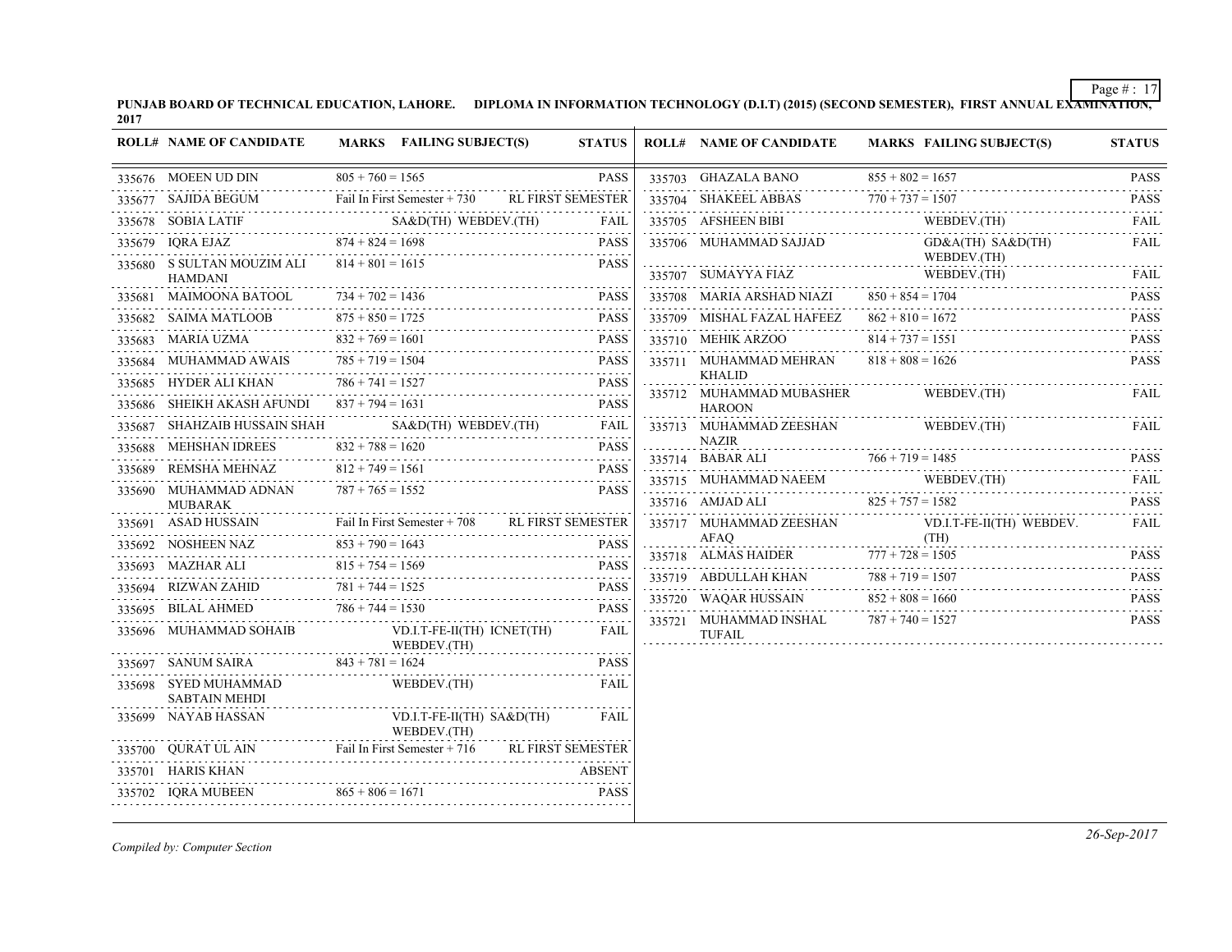**PUNJAB BOARD OF TECHNICAL EDUCATION, LAHORE. DIPLOMA IN INFORMATION TECHNOLOGY (D.I.T) (2015) (SECOND SEMESTER), FIRST ANNUAL EXAMINATION, 2017**

| ROLL# | NAME OF CANDIDATE | MARKS | FAILING SUBJECT(S) | STATUS |
|---|---|---|---|---|
| 335676 | MOEEN UD DIN | 805 + 760 = 1565 | | PASS |
| 335677 | SAJIDA BEGUM | Fail In First Semester + 730 | | RL FIRST SEMESTER |
| 335678 | SOBIA LATIF | | SA&D(TH) WEBDEV.(TH) | FAIL |
| 335679 | IQRA EJAZ | 874 + 824 = 1698 | | PASS |
| 335680 | S SULTAN MOUZIM ALI HAMDANI | 814 + 801 = 1615 | | PASS |
| 335681 | MAIMOONA BATOOL | 734 + 702 = 1436 | | PASS |
| 335682 | SAIMA MATLOOB | 875 + 850 = 1725 | | PASS |
| 335683 | MARIA UZMA | 832 + 769 = 1601 | | PASS |
| 335684 | MUHAMMAD AWAIS | 785 + 719 = 1504 | | PASS |
| 335685 | HYDER ALI KHAN | 786 + 741 = 1527 | | PASS |
| 335686 | SHEIKH AKASH AFUNDI | 837 + 794 = 1631 | | PASS |
| 335687 | SHAHZAIB HUSSAIN SHAH | | SA&D(TH) WEBDEV.(TH) | FAIL |
| 335688 | MEHSHAN IDREES | 832 + 788 = 1620 | | PASS |
| 335689 | REMSHA MEHNAZ | 812 + 749 = 1561 | | PASS |
| 335690 | MUHAMMAD ADNAN MUBARAK | 787 + 765 = 1552 | | PASS |
| 335691 | ASAD HUSSAIN | Fail In First Semester + 708 | | RL FIRST SEMESTER |
| 335692 | NOSHEEN NAZ | 853 + 790 = 1643 | | PASS |
| 335693 | MAZHAR ALI | 815 + 754 = 1569 | | PASS |
| 335694 | RIZWAN ZAHID | 781 + 744 = 1525 | | PASS |
| 335695 | BILAL AHMED | 786 + 744 = 1530 | | PASS |
| 335696 | MUHAMMAD SOHAIB | | VD.I.T-FE-II(TH) ICNET(TH) WEBDEV.(TH) | FAIL |
| 335697 | SANUM SAIRA | 843 + 781 = 1624 | | PASS |
| 335698 | SYED MUHAMMAD SABTAIN MEHDI | | WEBDEV.(TH) | FAIL |
| 335699 | NAYAB HASSAN | | VD.I.T-FE-II(TH) SA&D(TH) WEBDEV.(TH) | FAIL |
| 335700 | QURAT UL AIN | Fail In First Semester + 716 | | RL FIRST SEMESTER |
| 335701 | HARIS KHAN | | | ABSENT |
| 335702 | IQRA MUBEEN | 865 + 806 = 1671 | | PASS |
| 335703 | GHAZALA BANO | 855 + 802 = 1657 | | PASS |
| 335704 | SHAKEEL ABBAS | 770 + 737 = 1507 | | PASS |
| 335705 | AFSHEEN BIBI | | WEBDEV.(TH) | FAIL |
| 335706 | MUHAMMAD SAJJAD | | GD&A(TH) SA&D(TH) WEBDEV.(TH) | FAIL |
| 335707 | SUMAYYA FIAZ | | WEBDEV.(TH) | FAIL |
| 335708 | MARIA ARSHAD NIAZI | 850 + 854 = 1704 | | PASS |
| 335709 | MISHAL FAZAL HAFEEZ | 862 + 810 = 1672 | | PASS |
| 335710 | MEHIK ARZOO | 814 + 737 = 1551 | | PASS |
| 335711 | MUHAMMAD MEHRAN KHALID | 818 + 808 = 1626 | | PASS |
| 335712 | MUHAMMAD MUBASHER HAROON | | WEBDEV.(TH) | FAIL |
| 335713 | MUHAMMAD ZEESHAN NAZIR | | WEBDEV.(TH) | FAIL |
| 335714 | BABAR ALI | 766 + 719 = 1485 | | PASS |
| 335715 | MUHAMMAD NAEEM | | WEBDEV.(TH) | FAIL |
| 335716 | AMJAD ALI | 825 + 757 = 1582 | | PASS |
| 335717 | MUHAMMAD ZEESHAN AFAQ | | VD.I.T-FE-II(TH) WEBDEV.(TH) | FAIL |
| 335718 | ALMAS HAIDER | 777 + 728 = 1505 | | PASS |
| 335719 | ABDULLAH KHAN | 788 + 719 = 1507 | | PASS |
| 335720 | WAQAR HUSSAIN | 852 + 808 = 1660 | | PASS |
| 335721 | MUHAMMAD INSHAL TUFAIL | 787 + 740 = 1527 | | PASS |

*Compiled by: Computer Section*

*26-Sep-2017*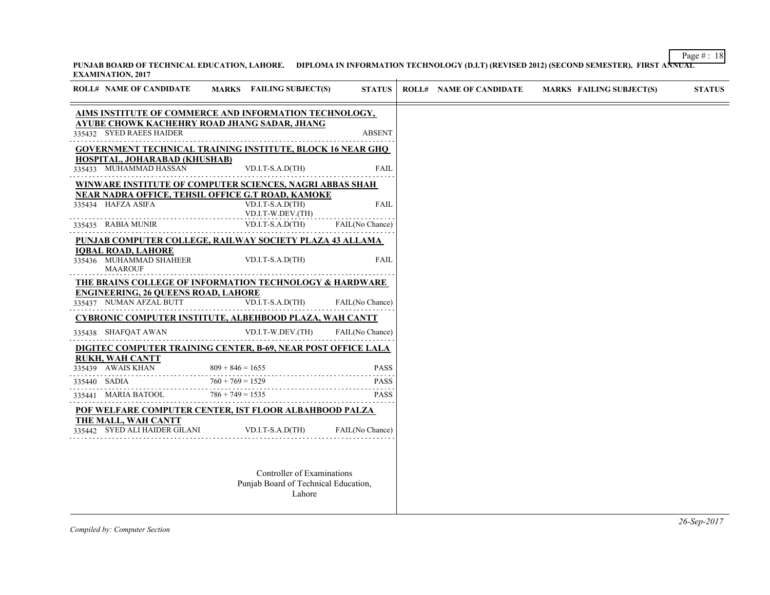PUNJAB BOARD OF TECHNICAL EDUCATION, LAHORE. DIPLOMA IN INFORMATION TECHNOLOGY (D.I.T) (REVISED 2012) (SECOND SEMESTER), FIRST ANNUAL EXAMINATION, 2017

| ROLL# | NAME OF CANDIDATE | MARKS | FAILING SUBJECT(S) | STATUS |
|---|---|---|---|---|
| **AIMS INSTITUTE OF COMMERCE AND INFORMATION TECHNOLOGY, AYUBE CHOWK KACHEHRY ROAD JHANG SADAR, JHANG** | | | | |
| 335432 | SYED RAEES HAIDER | | | ABSENT |
| **GOVERNMENT TECHNICAL TRAINING INSTITUTE, BLOCK 16 NEAR GHQ HOSPITAL, JOHARABAD (KHUSHAB)** | | | | |
| 335433 | MUHAMMAD HASSAN | | VD.I.T-S.A.D(TH) | FAIL |
| **WINWARE INSTITUTE OF COMPUTER SCIENCES, NAGRI ABBAS SHAH NEAR NADRA OFFICE, TEHSIL OFFICE G.T ROAD, KAMOKE** | | | | |
| 335434 | HAFZA ASIFA | | VD.I.T-S.A.D(TH) VD.I.T-W.DEV.(TH) | FAIL |
| 335435 | RABIA MUNIR | | VD.I.T-S.A.D(TH) | FAIL(No Chance) |
| **PUNJAB COMPUTER COLLEGE, RAILWAY SOCIETY PLAZA 43 ALLAMA IQBAL ROAD, LAHORE** | | | | |
| 335436 | MUHAMMAD SHAHEER MAAROUF | | VD.I.T-S.A.D(TH) | FAIL |
| **THE BRAINS COLLEGE OF INFORMATION TECHNOLOGY & HARDWARE ENGINEERING, 26 QUEENS ROAD, LAHORE** | | | | |
| 335437 | NUMAN AFZAL BUTT | | VD.I.T-S.A.D(TH) | FAIL(No Chance) |
| **CYBRONIC COMPUTER INSTITUTE, ALBEHBOOD PLAZA, WAH CANTT** | | | | |
| 335438 | SHAFQAT AWAN | | VD.I.T-W.DEV.(TH) | FAIL(No Chance) |
| **DIGITEC COMPUTER TRAINING CENTER, B-69, NEAR POST OFFICE LALA RUKH, WAH CANTT** | | | | |
| 335439 | AWAIS KHAN | 809 + 846 = 1655 | | PASS |
| 335440 | SADIA | 760 + 769 = 1529 | | PASS |
| 335441 | MARIA BATOOL | 786 + 749 = 1535 | | PASS |
| **POF WELFARE COMPUTER CENTER, IST FLOOR ALBAHBOOD PALZA THE MALL, WAH CANTT** | | | | |
| 335442 | SYED ALI HAIDER GILANI | | VD.I.T-S.A.D(TH) | FAIL(No Chance) |

Controller of Examinations
Punjab Board of Technical Education,
Lahore

*Compiled by: Computer Section*

*26-Sep-2017*